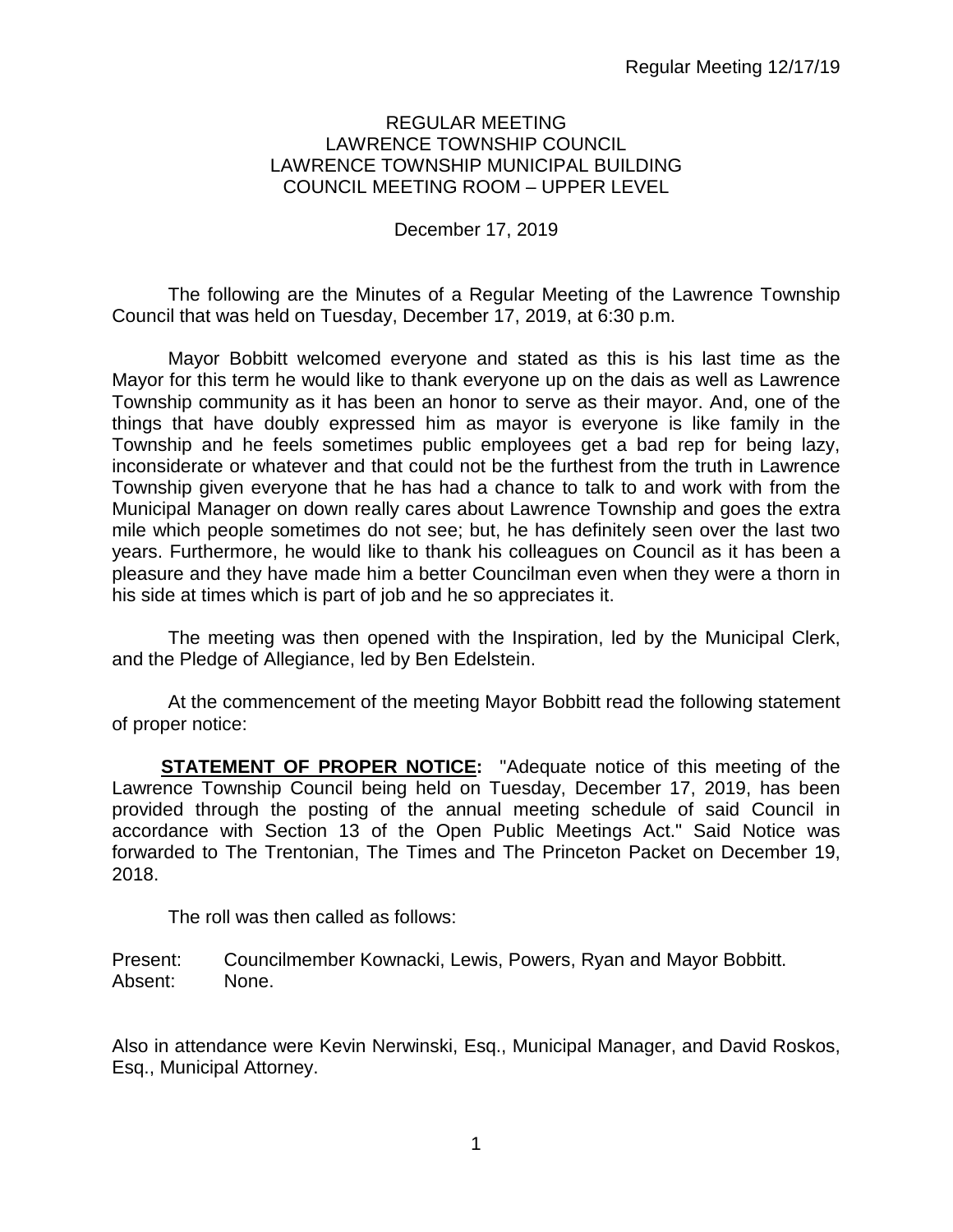REGULAR MEETING
LAWRENCE TOWNSHIP COUNCIL
LAWRENCE TOWNSHIP MUNICIPAL BUILDING
COUNCIL MEETING ROOM – UPPER LEVEL

December 17, 2019

The following are the Minutes of a Regular Meeting of the Lawrence Township Council that was held on Tuesday, December 17, 2019, at 6:30 p.m.

Mayor Bobbitt welcomed everyone and stated as this is his last time as the Mayor for this term he would like to thank everyone up on the dais as well as Lawrence Township community as it has been an honor to serve as their mayor. And, one of the things that have doubly expressed him as mayor is everyone is like family in the Township and he feels sometimes public employees get a bad rep for being lazy, inconsiderate or whatever and that could not be the furthest from the truth in Lawrence Township given everyone that he has had a chance to talk to and work with from the Municipal Manager on down really cares about Lawrence Township and goes the extra mile which people sometimes do not see; but, he has definitely seen over the last two years. Furthermore, he would like to thank his colleagues on Council as it has been a pleasure and they have made him a better Councilman even when they were a thorn in his side at times which is part of job and he so appreciates it.

The meeting was then opened with the Inspiration, led by the Municipal Clerk, and the Pledge of Allegiance, led by Ben Edelstein.

At the commencement of the meeting Mayor Bobbitt read the following statement of proper notice:

**STATEMENT OF PROPER NOTICE:** "Adequate notice of this meeting of the Lawrence Township Council being held on Tuesday, December 17, 2019, has been provided through the posting of the annual meeting schedule of said Council in accordance with Section 13 of the Open Public Meetings Act." Said Notice was forwarded to The Trentonian, The Times and The Princeton Packet on December 19, 2018.

The roll was then called as follows:

Present: Councilmember Kownacki, Lewis, Powers, Ryan and Mayor Bobbitt.
Absent: None.

Also in attendance were Kevin Nerwinski, Esq., Municipal Manager, and David Roskos, Esq., Municipal Attorney.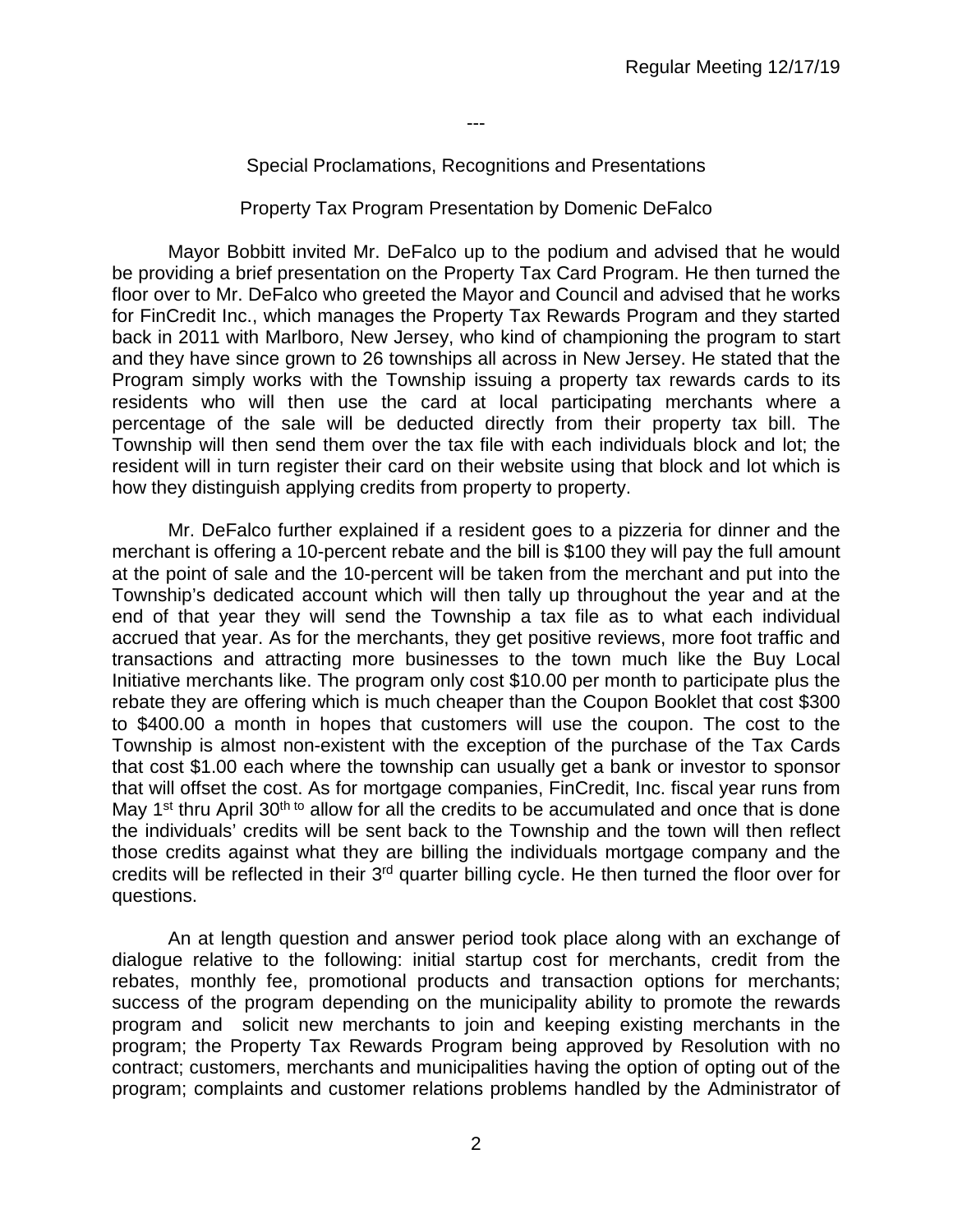---

Special Proclamations, Recognitions and Presentations

Property Tax Program Presentation by Domenic DeFalco

Mayor Bobbitt invited Mr. DeFalco up to the podium and advised that he would be providing a brief presentation on the Property Tax Card Program. He then turned the floor over to Mr. DeFalco who greeted the Mayor and Council and advised that he works for FinCredit Inc., which manages the Property Tax Rewards Program and they started back in 2011 with Marlboro, New Jersey, who kind of championing the program to start and they have since grown to 26 townships all across in New Jersey. He stated that the Program simply works with the Township issuing a property tax rewards cards to its residents who will then use the card at local participating merchants where a percentage of the sale will be deducted directly from their property tax bill. The Township will then send them over the tax file with each individuals block and lot; the resident will in turn register their card on their website using that block and lot which is how they distinguish applying credits from property to property.

Mr. DeFalco further explained if a resident goes to a pizzeria for dinner and the merchant is offering a 10-percent rebate and the bill is $100 they will pay the full amount at the point of sale and the 10-percent will be taken from the merchant and put into the Township's dedicated account which will then tally up throughout the year and at the end of that year they will send the Township a tax file as to what each individual accrued that year. As for the merchants, they get positive reviews, more foot traffic and transactions and attracting more businesses to the town much like the Buy Local Initiative merchants like. The program only cost $10.00 per month to participate plus the rebate they are offering which is much cheaper than the Coupon Booklet that cost $300 to $400.00 a month in hopes that customers will use the coupon. The cost to the Township is almost non-existent with the exception of the purchase of the Tax Cards that cost $1.00 each where the township can usually get a bank or investor to sponsor that will offset the cost. As for mortgage companies, FinCredit, Inc. fiscal year runs from May 1st thru April 30th to allow for all the credits to be accumulated and once that is done the individuals' credits will be sent back to the Township and the town will then reflect those credits against what they are billing the individuals mortgage company and the credits will be reflected in their 3rd quarter billing cycle. He then turned the floor over for questions.

An at length question and answer period took place along with an exchange of dialogue relative to the following: initial startup cost for merchants, credit from the rebates, monthly fee, promotional products and transaction options for merchants; success of the program depending on the municipality ability to promote the rewards program and solicit new merchants to join and keeping existing merchants in the program; the Property Tax Rewards Program being approved by Resolution with no contract; customers, merchants and municipalities having the option of opting out of the program; complaints and customer relations problems handled by the Administrator of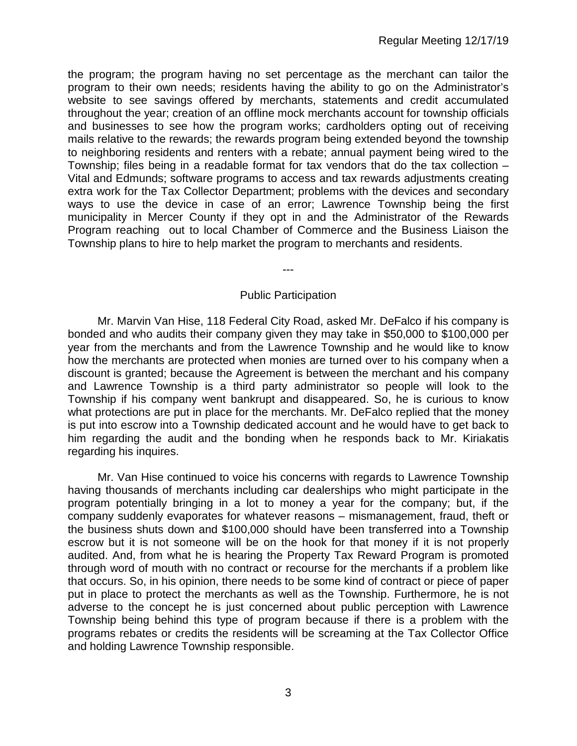the program; the program having no set percentage as the merchant can tailor the program to their own needs; residents having the ability to go on the Administrator's website to see savings offered by merchants, statements and credit accumulated throughout the year; creation of an offline mock merchants account for township officials and businesses to see how the program works; cardholders opting out of receiving mails relative to the rewards; the rewards program being extended beyond the township to neighboring residents and renters with a rebate; annual payment being wired to the Township; files being in a readable format for tax vendors that do the tax collection – Vital and Edmunds; software programs to access and tax rewards adjustments creating extra work for the Tax Collector Department; problems with the devices and secondary ways to use the device in case of an error; Lawrence Township being the first municipality in Mercer County if they opt in and the Administrator of the Rewards Program reaching out to local Chamber of Commerce and the Business Liaison the Township plans to hire to help market the program to merchants and residents.

---

## Public Participation

Mr. Marvin Van Hise, 118 Federal City Road, asked Mr. DeFalco if his company is bonded and who audits their company given they may take in $50,000 to $100,000 per year from the merchants and from the Lawrence Township and he would like to know how the merchants are protected when monies are turned over to his company when a discount is granted; because the Agreement is between the merchant and his company and Lawrence Township is a third party administrator so people will look to the Township if his company went bankrupt and disappeared. So, he is curious to know what protections are put in place for the merchants. Mr. DeFalco replied that the money is put into escrow into a Township dedicated account and he would have to get back to him regarding the audit and the bonding when he responds back to Mr. Kiriakatis regarding his inquires.

Mr. Van Hise continued to voice his concerns with regards to Lawrence Township having thousands of merchants including car dealerships who might participate in the program potentially bringing in a lot to money a year for the company; but, if the company suddenly evaporates for whatever reasons – mismanagement, fraud, theft or the business shuts down and $100,000 should have been transferred into a Township escrow but it is not someone will be on the hook for that money if it is not properly audited. And, from what he is hearing the Property Tax Reward Program is promoted through word of mouth with no contract or recourse for the merchants if a problem like that occurs. So, in his opinion, there needs to be some kind of contract or piece of paper put in place to protect the merchants as well as the Township. Furthermore, he is not adverse to the concept he is just concerned about public perception with Lawrence Township being behind this type of program because if there is a problem with the programs rebates or credits the residents will be screaming at the Tax Collector Office and holding Lawrence Township responsible.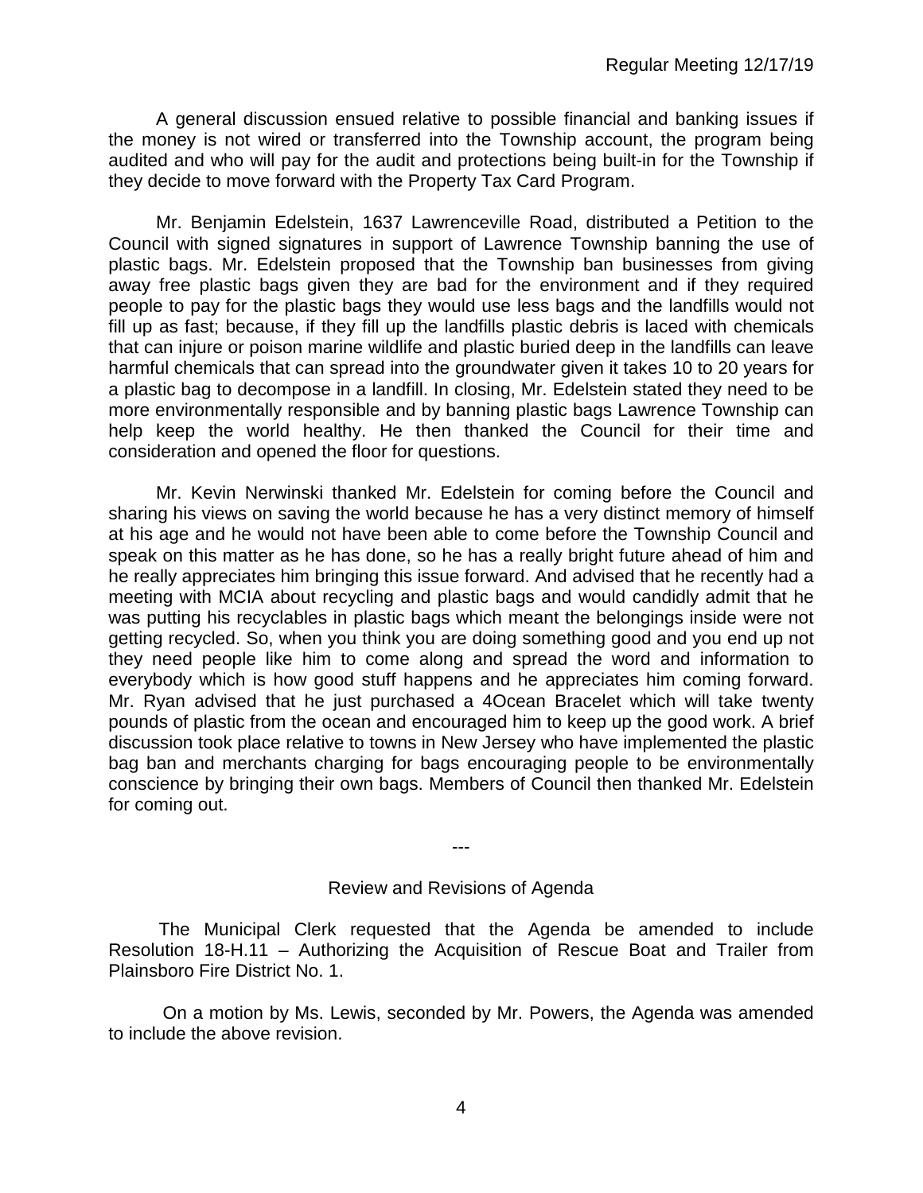A general discussion ensued relative to possible financial and banking issues if the money is not wired or transferred into the Township account, the program being audited and who will pay for the audit and protections being built-in for the Township if they decide to move forward with the Property Tax Card Program.

Mr. Benjamin Edelstein, 1637 Lawrenceville Road, distributed a Petition to the Council with signed signatures in support of Lawrence Township banning the use of plastic bags. Mr. Edelstein proposed that the Township ban businesses from giving away free plastic bags given they are bad for the environment and if they required people to pay for the plastic bags they would use less bags and the landfills would not fill up as fast; because, if they fill up the landfills plastic debris is laced with chemicals that can injure or poison marine wildlife and plastic buried deep in the landfills can leave harmful chemicals that can spread into the groundwater given it takes 10 to 20 years for a plastic bag to decompose in a landfill. In closing, Mr. Edelstein stated they need to be more environmentally responsible and by banning plastic bags Lawrence Township can help keep the world healthy. He then thanked the Council for their time and consideration and opened the floor for questions.

Mr. Kevin Nerwinski thanked Mr. Edelstein for coming before the Council and sharing his views on saving the world because he has a very distinct memory of himself at his age and he would not have been able to come before the Township Council and speak on this matter as he has done, so he has a really bright future ahead of him and he really appreciates him bringing this issue forward. And advised that he recently had a meeting with MCIA about recycling and plastic bags and would candidly admit that he was putting his recyclables in plastic bags which meant the belongings inside were not getting recycled. So, when you think you are doing something good and you end up not they need people like him to come along and spread the word and information to everybody which is how good stuff happens and he appreciates him coming forward. Mr. Ryan advised that he just purchased a 4Ocean Bracelet which will take twenty pounds of plastic from the ocean and encouraged him to keep up the good work. A brief discussion took place relative to towns in New Jersey who have implemented the plastic bag ban and merchants charging for bags encouraging people to be environmentally conscience by bringing their own bags. Members of Council then thanked Mr. Edelstein for coming out.

---

Review and Revisions of Agenda

The Municipal Clerk requested that the Agenda be amended to include Resolution 18-H.11 – Authorizing the Acquisition of Rescue Boat and Trailer from Plainsboro Fire District No. 1.

On a motion by Ms. Lewis, seconded by Mr. Powers, the Agenda was amended to include the above revision.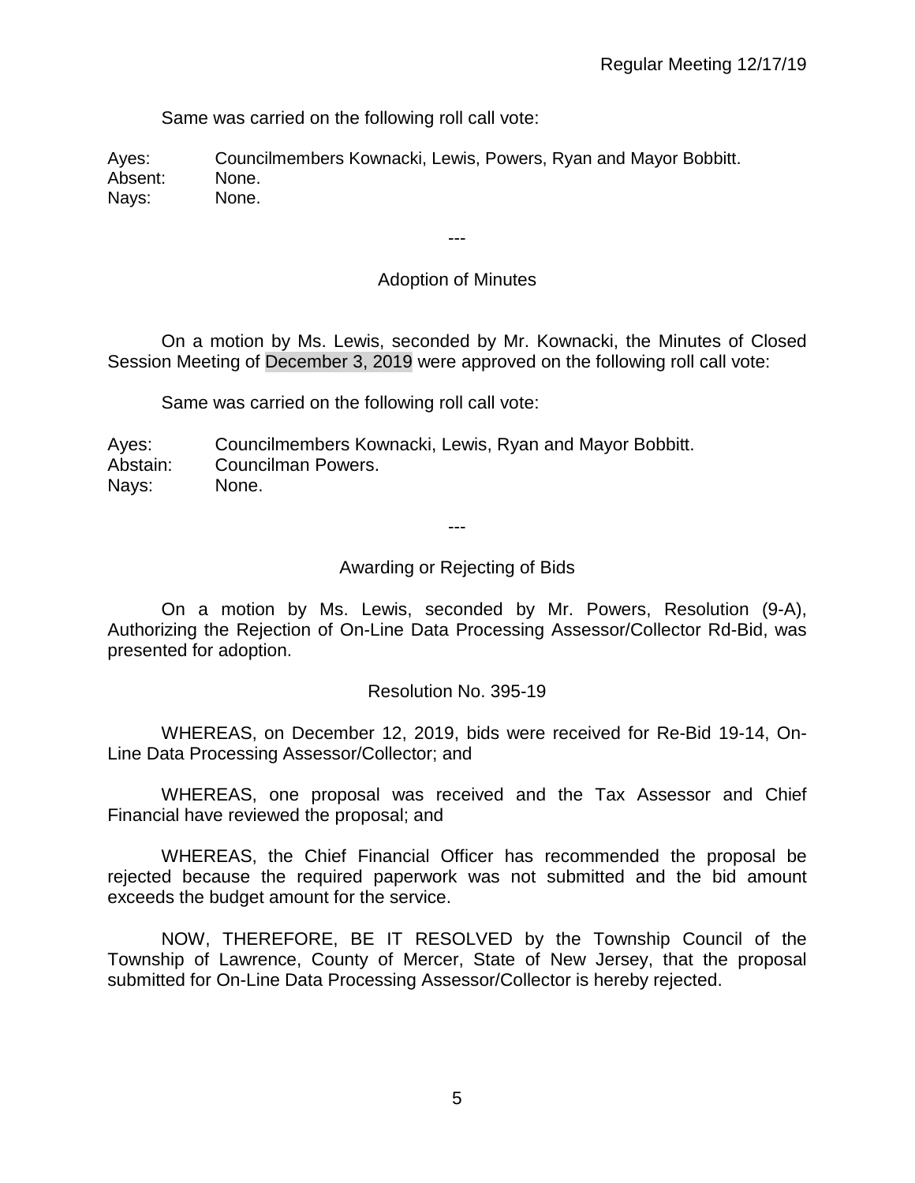Same was carried on the following roll call vote:

Ayes: Councilmembers Kownacki, Lewis, Powers, Ryan and Mayor Bobbitt.
Absent: None.
Nays: None.

---

Adoption of Minutes

On a motion by Ms. Lewis, seconded by Mr. Kownacki, the Minutes of Closed Session Meeting of December 3, 2019 were approved on the following roll call vote:

Same was carried on the following roll call vote:

Ayes: Councilmembers Kownacki, Lewis, Ryan and Mayor Bobbitt.
Abstain: Councilman Powers.
Nays: None.

---

Awarding or Rejecting of Bids

On a motion by Ms. Lewis, seconded by Mr. Powers, Resolution (9-A), Authorizing the Rejection of On-Line Data Processing Assessor/Collector Rd-Bid, was presented for adoption.

Resolution No. 395-19

WHEREAS, on December 12, 2019, bids were received for Re-Bid 19-14, On-Line Data Processing Assessor/Collector; and

WHEREAS, one proposal was received and the Tax Assessor and Chief Financial have reviewed the proposal; and

WHEREAS, the Chief Financial Officer has recommended the proposal be rejected because the required paperwork was not submitted and the bid amount exceeds the budget amount for the service.

NOW, THEREFORE, BE IT RESOLVED by the Township Council of the Township of Lawrence, County of Mercer, State of New Jersey, that the proposal submitted for On-Line Data Processing Assessor/Collector is hereby rejected.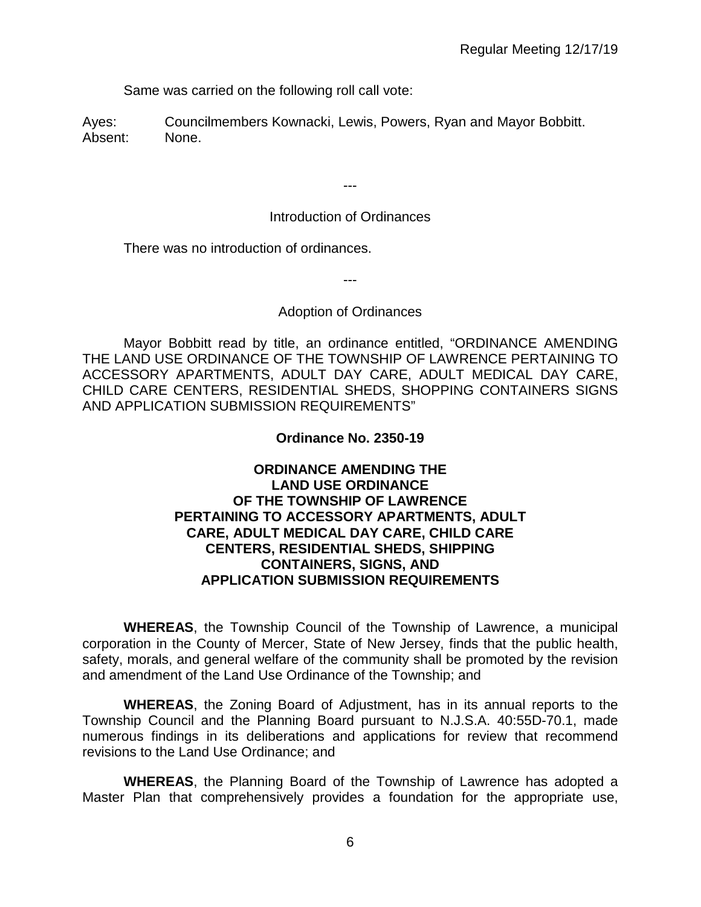Same was carried on the following roll call vote:

Ayes: Councilmembers Kownacki, Lewis, Powers, Ryan and Mayor Bobbitt.
Absent: None.

---

Introduction of Ordinances

There was no introduction of ordinances.

---

Adoption of Ordinances

Mayor Bobbitt read by title, an ordinance entitled, "ORDINANCE AMENDING THE LAND USE ORDINANCE OF THE TOWNSHIP OF LAWRENCE PERTAINING TO ACCESSORY APARTMENTS, ADULT DAY CARE, ADULT MEDICAL DAY CARE, CHILD CARE CENTERS, RESIDENTIAL SHEDS, SHOPPING CONTAINERS SIGNS AND APPLICATION SUBMISSION REQUIREMENTS"

**Ordinance No. 2350-19**

**ORDINANCE AMENDING THE LAND USE ORDINANCE OF THE TOWNSHIP OF LAWRENCE PERTAINING TO ACCESSORY APARTMENTS, ADULT CARE, ADULT MEDICAL DAY CARE, CHILD CARE CENTERS, RESIDENTIAL SHEDS, SHIPPING CONTAINERS, SIGNS, AND APPLICATION SUBMISSION REQUIREMENTS**

**WHEREAS**, the Township Council of the Township of Lawrence, a municipal corporation in the County of Mercer, State of New Jersey, finds that the public health, safety, morals, and general welfare of the community shall be promoted by the revision and amendment of the Land Use Ordinance of the Township; and

**WHEREAS**, the Zoning Board of Adjustment, has in its annual reports to the Township Council and the Planning Board pursuant to N.J.S.A. 40:55D-70.1, made numerous findings in its deliberations and applications for review that recommend revisions to the Land Use Ordinance; and

**WHEREAS**, the Planning Board of the Township of Lawrence has adopted a Master Plan that comprehensively provides a foundation for the appropriate use,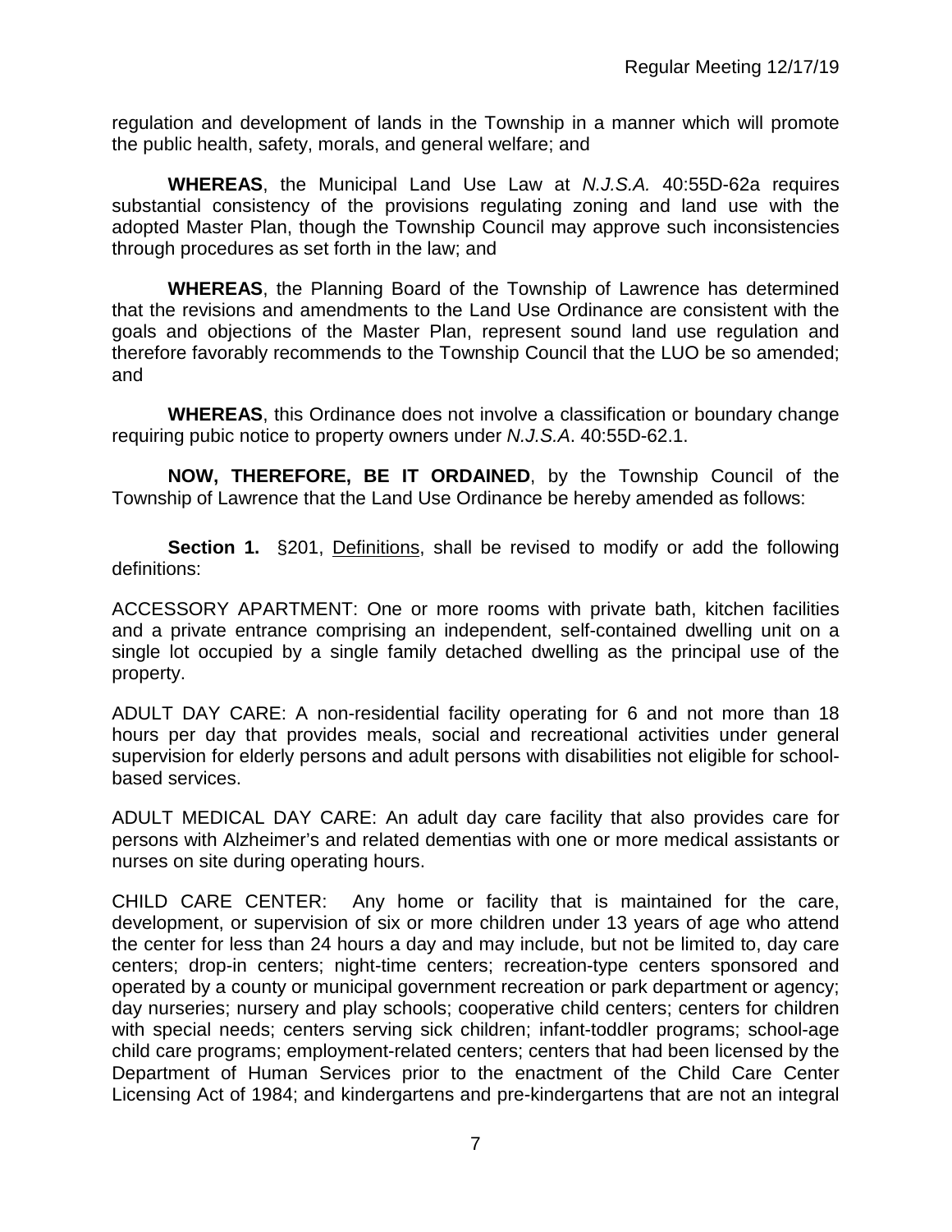regulation and development of lands in the Township in a manner which will promote the public health, safety, morals, and general welfare; and

**WHEREAS**, the Municipal Land Use Law at *N.J.S.A.* 40:55D-62a requires substantial consistency of the provisions regulating zoning and land use with the adopted Master Plan, though the Township Council may approve such inconsistencies through procedures as set forth in the law; and

**WHEREAS**, the Planning Board of the Township of Lawrence has determined that the revisions and amendments to the Land Use Ordinance are consistent with the goals and objections of the Master Plan, represent sound land use regulation and therefore favorably recommends to the Township Council that the LUO be so amended; and

**WHEREAS**, this Ordinance does not involve a classification or boundary change requiring pubic notice to property owners under *N.J.S.A*. 40:55D-62.1.

**NOW, THEREFORE, BE IT ORDAINED**, by the Township Council of the Township of Lawrence that the Land Use Ordinance be hereby amended as follows:

**Section 1.** §201, Definitions, shall be revised to modify or add the following definitions:

ACCESSORY APARTMENT: One or more rooms with private bath, kitchen facilities and a private entrance comprising an independent, self-contained dwelling unit on a single lot occupied by a single family detached dwelling as the principal use of the property.

ADULT DAY CARE: A non-residential facility operating for 6 and not more than 18 hours per day that provides meals, social and recreational activities under general supervision for elderly persons and adult persons with disabilities not eligible for school-based services.

ADULT MEDICAL DAY CARE: An adult day care facility that also provides care for persons with Alzheimer's and related dementias with one or more medical assistants or nurses on site during operating hours.

CHILD CARE CENTER: Any home or facility that is maintained for the care, development, or supervision of six or more children under 13 years of age who attend the center for less than 24 hours a day and may include, but not be limited to, day care centers; drop-in centers; night-time centers; recreation-type centers sponsored and operated by a county or municipal government recreation or park department or agency; day nurseries; nursery and play schools; cooperative child centers; centers for children with special needs; centers serving sick children; infant-toddler programs; school-age child care programs; employment-related centers; centers that had been licensed by the Department of Human Services prior to the enactment of the Child Care Center Licensing Act of 1984; and kindergartens and pre-kindergartens that are not an integral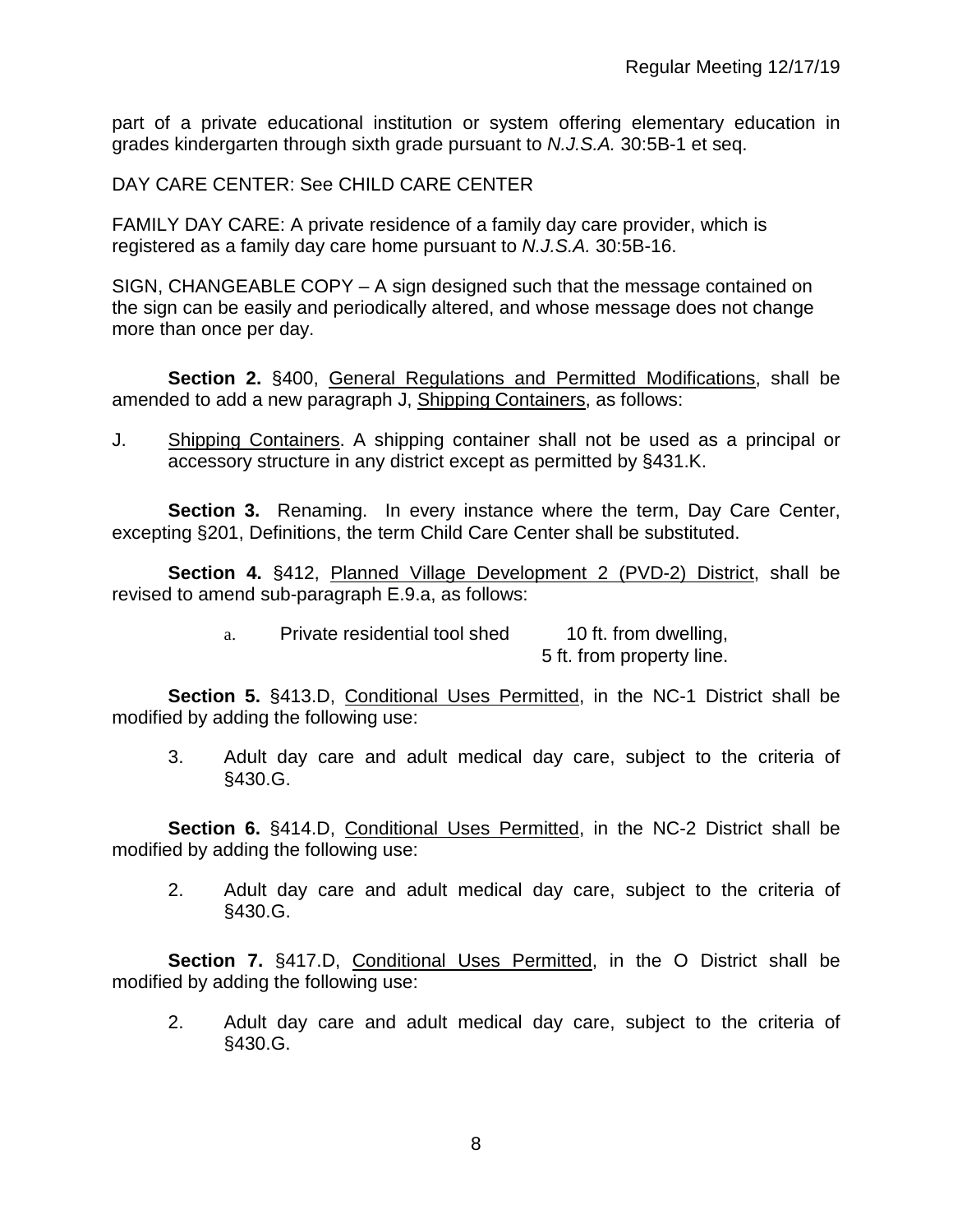part of a private educational institution or system offering elementary education in grades kindergarten through sixth grade pursuant to *N.J.S.A.* 30:5B-1 et seq.

DAY CARE CENTER: See CHILD CARE CENTER

FAMILY DAY CARE: A private residence of a family day care provider, which is registered as a family day care home pursuant to *N.J.S.A.* 30:5B-16.

SIGN, CHANGEABLE COPY – A sign designed such that the message contained on the sign can be easily and periodically altered, and whose message does not change more than once per day.

**Section 2.** §400, General Regulations and Permitted Modifications, shall be amended to add a new paragraph J, Shipping Containers, as follows:

J. Shipping Containers. A shipping container shall not be used as a principal or accessory structure in any district except as permitted by §431.K.

**Section 3.** Renaming. In every instance where the term, Day Care Center, excepting §201, Definitions, the term Child Care Center shall be substituted.

**Section 4.** §412, Planned Village Development 2 (PVD-2) District, shall be revised to amend sub-paragraph E.9.a, as follows:

a. Private residential tool shed 10 ft. from dwelling, 5 ft. from property line.

**Section 5.** §413.D, Conditional Uses Permitted, in the NC-1 District shall be modified by adding the following use:

3. Adult day care and adult medical day care, subject to the criteria of §430.G.

**Section 6.** §414.D, Conditional Uses Permitted, in the NC-2 District shall be modified by adding the following use:

2. Adult day care and adult medical day care, subject to the criteria of §430.G.

**Section 7.** §417.D, Conditional Uses Permitted, in the O District shall be modified by adding the following use:

2. Adult day care and adult medical day care, subject to the criteria of §430.G.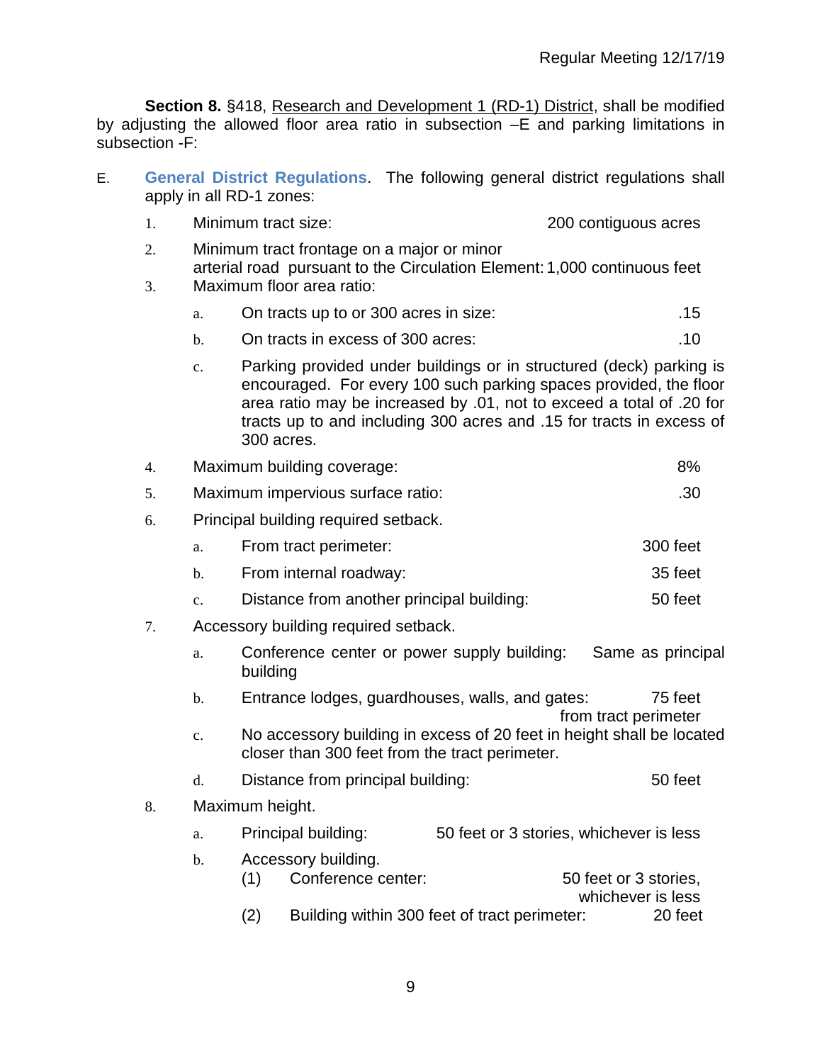**Section 8.** §418, Research and Development 1 (RD-1) District, shall be modified by adjusting the allowed floor area ratio in subsection –E and parking limitations in subsection -F:

E. **General District Regulations**. The following general district regulations shall apply in all RD-1 zones:

1. Minimum tract size: 200 contiguous acres
2. Minimum tract frontage on a major or minor arterial road pursuant to the Circulation Element: 1,000 continuous feet
3. Maximum floor area ratio:
   a. On tracts up to or 300 acres in size: .15
   b. On tracts in excess of 300 acres: .10
   c. Parking provided under buildings or in structured (deck) parking is encouraged. For every 100 such parking spaces provided, the floor area ratio may be increased by .01, not to exceed a total of .20 for tracts up to and including 300 acres and .15 for tracts in excess of 300 acres.
4. Maximum building coverage: 8%
5. Maximum impervious surface ratio: .30
6. Principal building required setback.
   a. From tract perimeter: 300 feet
   b. From internal roadway: 35 feet
   c. Distance from another principal building: 50 feet
7. Accessory building required setback.
   a. Conference center or power supply building: Same as principal building
   b. Entrance lodges, guardhouses, walls, and gates: 75 feet from tract perimeter
   c. No accessory building in excess of 20 feet in height shall be located closer than 300 feet from the tract perimeter.
   d. Distance from principal building: 50 feet
8. Maximum height.
   a. Principal building: 50 feet or 3 stories, whichever is less
   b. Accessory building.
      (1) Conference center: 50 feet or 3 stories, whichever is less
      (2) Building within 300 feet of tract perimeter: 20 feet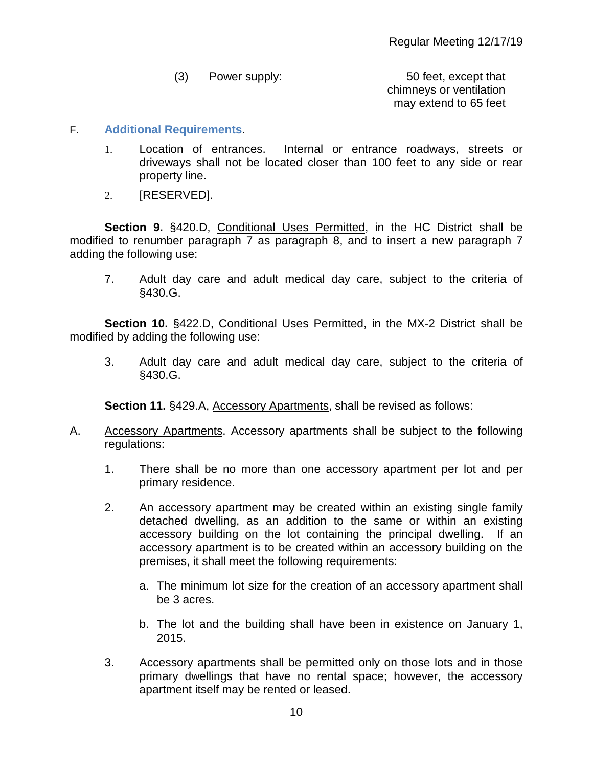(3) Power supply: 50 feet, except that chimneys or ventilation may extend to 65 feet

F. **Additional Requirements**.

1. Location of entrances. Internal or entrance roadways, streets or driveways shall not be located closer than 100 feet to any side or rear property line.

2. [RESERVED].

**Section 9.** §420.D, Conditional Uses Permitted, in the HC District shall be modified to renumber paragraph 7 as paragraph 8, and to insert a new paragraph 7 adding the following use:

7. Adult day care and adult medical day care, subject to the criteria of §430.G.

**Section 10.** §422.D, Conditional Uses Permitted, in the MX-2 District shall be modified by adding the following use:

3. Adult day care and adult medical day care, subject to the criteria of §430.G.

**Section 11.** §429.A, Accessory Apartments, shall be revised as follows:

A. Accessory Apartments. Accessory apartments shall be subject to the following regulations:

1. There shall be no more than one accessory apartment per lot and per primary residence.

2. An accessory apartment may be created within an existing single family detached dwelling, as an addition to the same or within an existing accessory building on the lot containing the principal dwelling. If an accessory apartment is to be created within an accessory building on the premises, it shall meet the following requirements:

   a. The minimum lot size for the creation of an accessory apartment shall be 3 acres.

   b. The lot and the building shall have been in existence on January 1, 2015.

3. Accessory apartments shall be permitted only on those lots and in those primary dwellings that have no rental space; however, the accessory apartment itself may be rented or leased.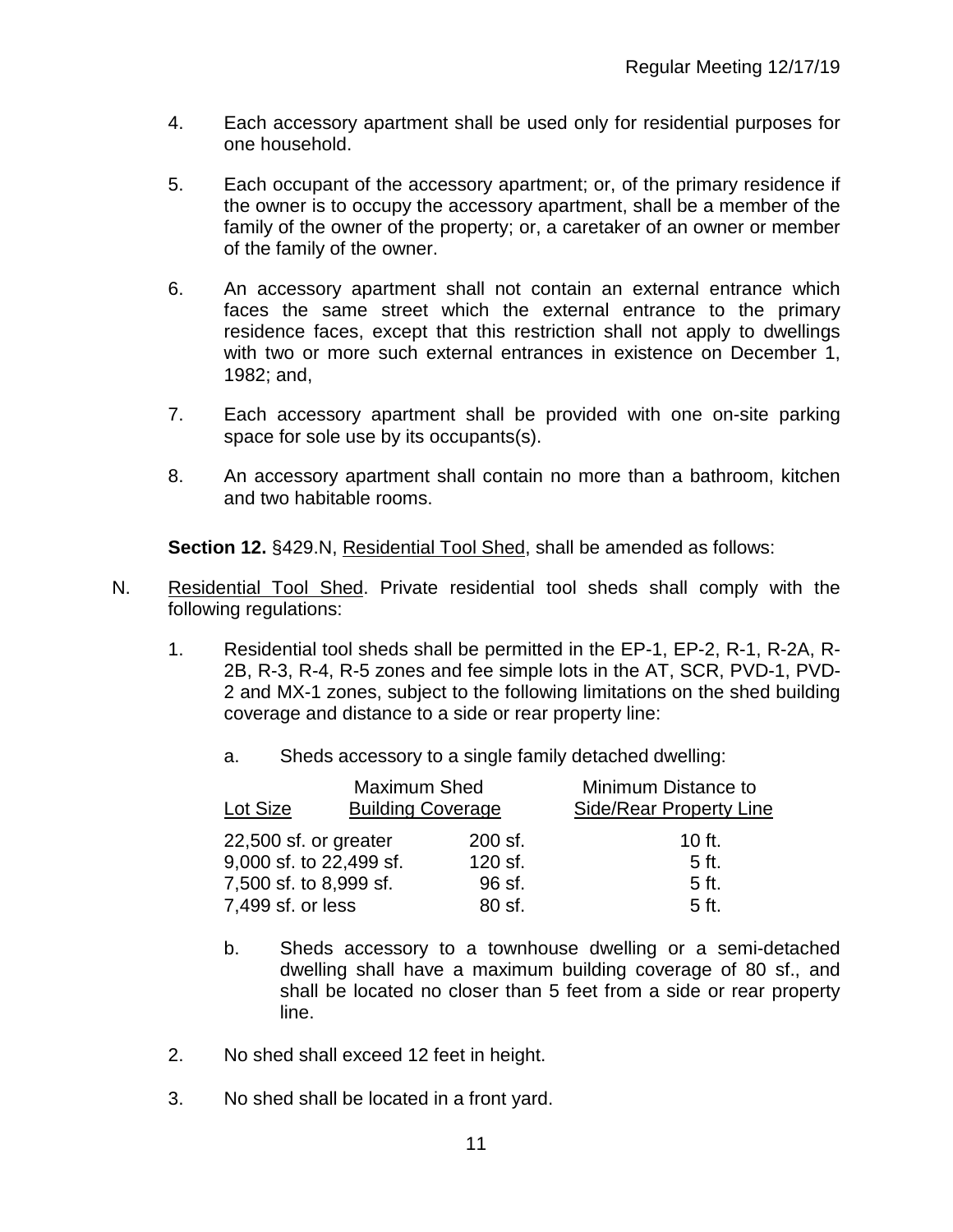4. Each accessory apartment shall be used only for residential purposes for one household.

5. Each occupant of the accessory apartment; or, of the primary residence if the owner is to occupy the accessory apartment, shall be a member of the family of the owner of the property; or, a caretaker of an owner or member of the family of the owner.

6. An accessory apartment shall not contain an external entrance which faces the same street which the external entrance to the primary residence faces, except that this restriction shall not apply to dwellings with two or more such external entrances in existence on December 1, 1982; and,

7. Each accessory apartment shall be provided with one on-site parking space for sole use by its occupants(s).

8. An accessory apartment shall contain no more than a bathroom, kitchen and two habitable rooms.

**Section 12.** §429.N, Residential Tool Shed, shall be amended as follows:

N. Residential Tool Shed. Private residential tool sheds shall comply with the following regulations:

1. Residential tool sheds shall be permitted in the EP-1, EP-2, R-1, R-2A, R-2B, R-3, R-4, R-5 zones and fee simple lots in the AT, SCR, PVD-1, PVD-2 and MX-1 zones, subject to the following limitations on the shed building coverage and distance to a side or rear property line:

   a. Sheds accessory to a single family detached dwelling:

| Lot Size | Maximum Shed Building Coverage | Minimum Distance to Side/Rear Property Line |
|---|---|---|
| 22,500 sf. or greater | 200 sf. | 10 ft. |
| 9,000 sf. to 22,499 sf. | 120 sf. | 5 ft. |
| 7,500 sf. to 8,999 sf. | 96 sf. | 5 ft. |
| 7,499 sf. or less | 80 sf. | 5 ft. |

   b. Sheds accessory to a townhouse dwelling or a semi-detached dwelling shall have a maximum building coverage of 80 sf., and shall be located no closer than 5 feet from a side or rear property line.

2. No shed shall exceed 12 feet in height.

3. No shed shall be located in a front yard.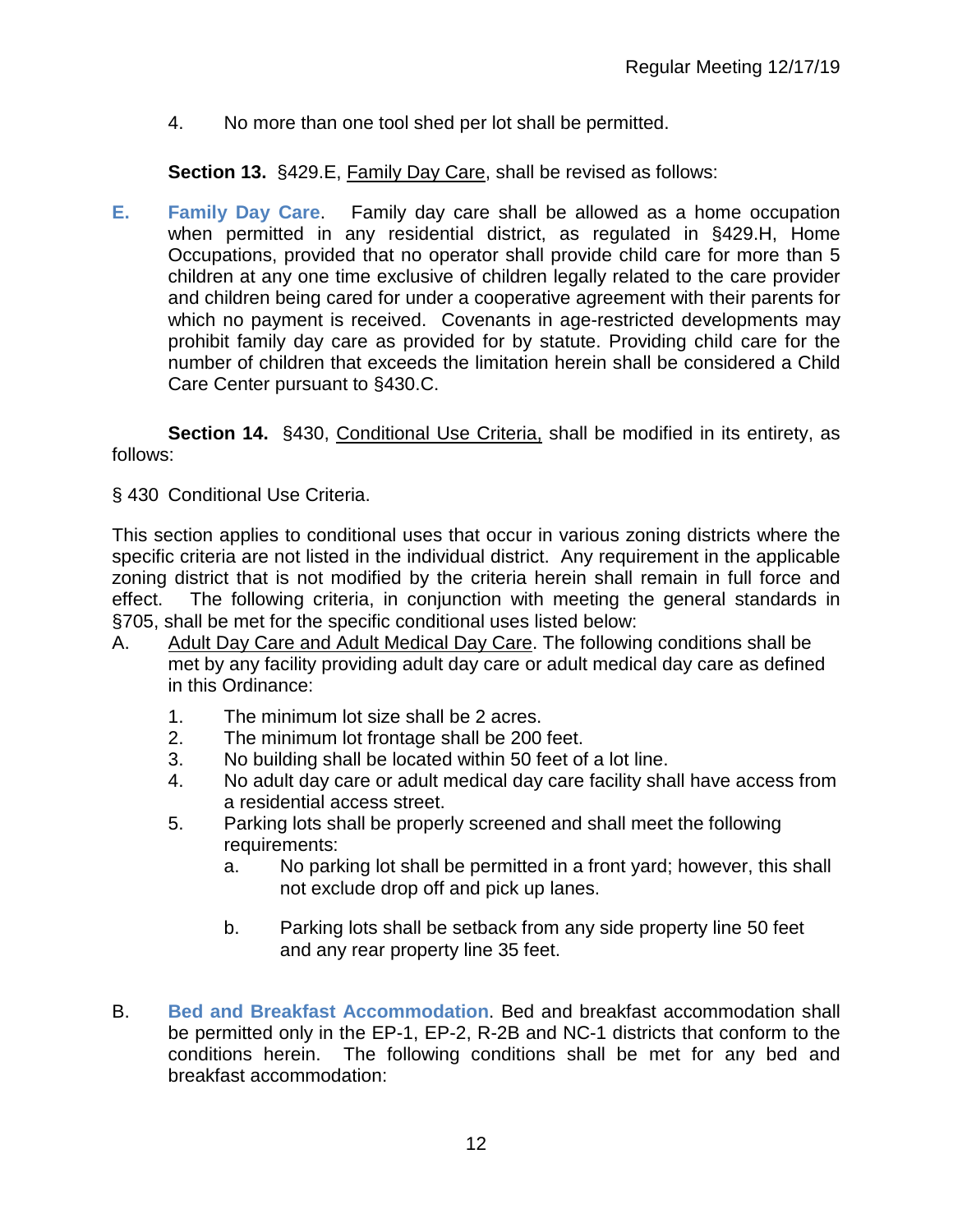4. No more than one tool shed per lot shall be permitted.

**Section 13.** §429.E, Family Day Care, shall be revised as follows:

**E. Family Day Care**. Family day care shall be allowed as a home occupation when permitted in any residential district, as regulated in §429.H, Home Occupations, provided that no operator shall provide child care for more than 5 children at any one time exclusive of children legally related to the care provider and children being cared for under a cooperative agreement with their parents for which no payment is received. Covenants in age-restricted developments may prohibit family day care as provided for by statute. Providing child care for the number of children that exceeds the limitation herein shall be considered a Child Care Center pursuant to §430.C.

**Section 14.** §430, Conditional Use Criteria, shall be modified in its entirety, as follows:

§ 430 Conditional Use Criteria.

This section applies to conditional uses that occur in various zoning districts where the specific criteria are not listed in the individual district. Any requirement in the applicable zoning district that is not modified by the criteria herein shall remain in full force and effect. The following criteria, in conjunction with meeting the general standards in §705, shall be met for the specific conditional uses listed below:

A. Adult Day Care and Adult Medical Day Care. The following conditions shall be met by any facility providing adult day care or adult medical day care as defined in this Ordinance:

1. The minimum lot size shall be 2 acres.
2. The minimum lot frontage shall be 200 feet.
3. No building shall be located within 50 feet of a lot line.
4. No adult day care or adult medical day care facility shall have access from a residential access street.
5. Parking lots shall be properly screened and shall meet the following requirements:
    a. No parking lot shall be permitted in a front yard; however, this shall not exclude drop off and pick up lanes.

    b. Parking lots shall be setback from any side property line 50 feet and any rear property line 35 feet.

B. **Bed and Breakfast Accommodation**. Bed and breakfast accommodation shall be permitted only in the EP-1, EP-2, R-2B and NC-1 districts that conform to the conditions herein. The following conditions shall be met for any bed and breakfast accommodation: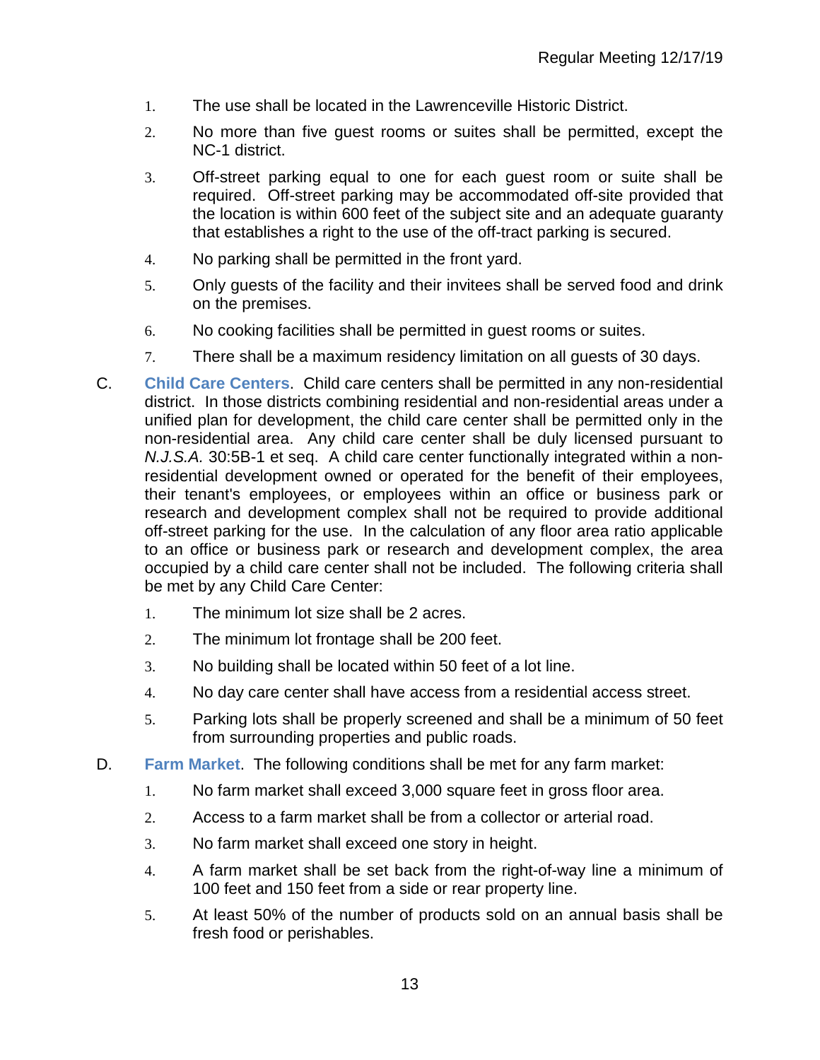1. The use shall be located in the Lawrenceville Historic District.
2. No more than five guest rooms or suites shall be permitted, except the NC-1 district.
3. Off-street parking equal to one for each guest room or suite shall be required. Off-street parking may be accommodated off-site provided that the location is within 600 feet of the subject site and an adequate guaranty that establishes a right to the use of the off-tract parking is secured.
4. No parking shall be permitted in the front yard.
5. Only guests of the facility and their invitees shall be served food and drink on the premises.
6. No cooking facilities shall be permitted in guest rooms or suites.
7. There shall be a maximum residency limitation on all guests of 30 days.

C. **Child Care Centers**. Child care centers shall be permitted in any non-residential district. In those districts combining residential and non-residential areas under a unified plan for development, the child care center shall be permitted only in the non-residential area. Any child care center shall be duly licensed pursuant to *N.J.S.A.* 30:5B-1 et seq. A child care center functionally integrated within a non-residential development owned or operated for the benefit of their employees, their tenant's employees, or employees within an office or business park or research and development complex shall not be required to provide additional off-street parking for the use. In the calculation of any floor area ratio applicable to an office or business park or research and development complex, the area occupied by a child care center shall not be included. The following criteria shall be met by any Child Care Center:

   1. The minimum lot size shall be 2 acres.
   2. The minimum lot frontage shall be 200 feet.
   3. No building shall be located within 50 feet of a lot line.
   4. No day care center shall have access from a residential access street.
   5. Parking lots shall be properly screened and shall be a minimum of 50 feet from surrounding properties and public roads.

D. **Farm Market**. The following conditions shall be met for any farm market:

   1. No farm market shall exceed 3,000 square feet in gross floor area.
   2. Access to a farm market shall be from a collector or arterial road.
   3. No farm market shall exceed one story in height.
   4. A farm market shall be set back from the right-of-way line a minimum of 100 feet and 150 feet from a side or rear property line.
   5. At least 50% of the number of products sold on an annual basis shall be fresh food or perishables.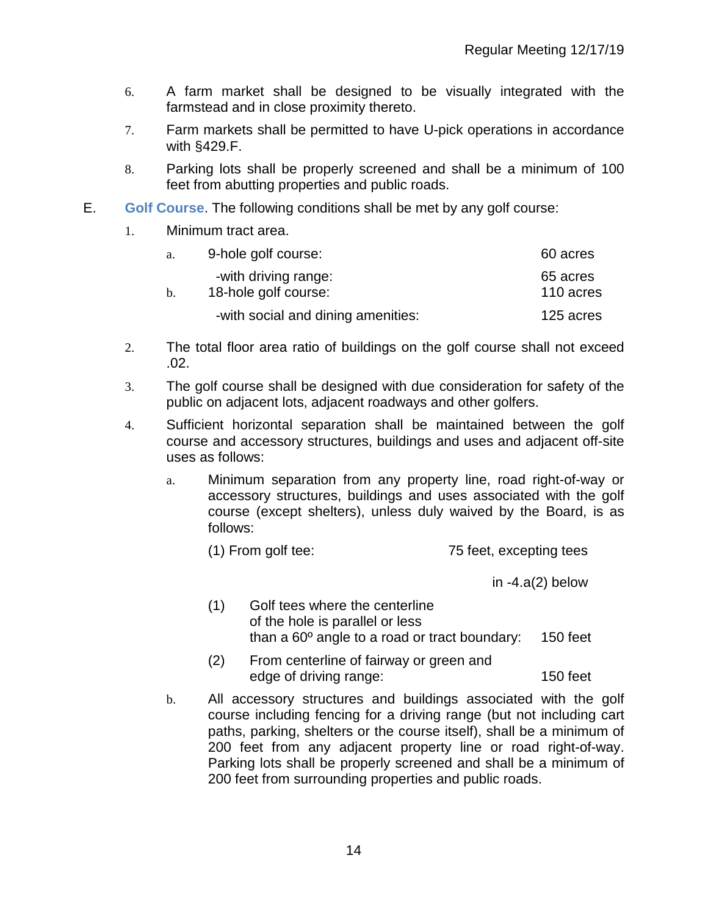6. A farm market shall be designed to be visually integrated with the farmstead and in close proximity thereto.

7. Farm markets shall be permitted to have U-pick operations in accordance with §429.F.

8. Parking lots shall be properly screened and shall be a minimum of 100 feet from abutting properties and public roads.

E. **Golf Course**. The following conditions shall be met by any golf course:

1. Minimum tract area.

   a. 9-hole golf course: 60 acres
      -with driving range: 65 acres

   b. 18-hole golf course: 110 acres
      -with social and dining amenities: 125 acres

2. The total floor area ratio of buildings on the golf course shall not exceed .02.

3. The golf course shall be designed with due consideration for safety of the public on adjacent lots, adjacent roadways and other golfers.

4. Sufficient horizontal separation shall be maintained between the golf course and accessory structures, buildings and uses and adjacent off-site uses as follows:

   a. Minimum separation from any property line, road right-of-way or accessory structures, buildings and uses associated with the golf course (except shelters), unless duly waived by the Board, is as follows:

      (1) From golf tee: 75 feet, excepting tees in -4.a(2) below

      (1) Golf tees where the centerline of the hole is parallel or less than a 60º angle to a road or tract boundary: 150 feet

      (2) From centerline of fairway or green and edge of driving range: 150 feet

   b. All accessory structures and buildings associated with the golf course including fencing for a driving range (but not including cart paths, parking, shelters or the course itself), shall be a minimum of 200 feet from any adjacent property line or road right-of-way. Parking lots shall be properly screened and shall be a minimum of 200 feet from surrounding properties and public roads.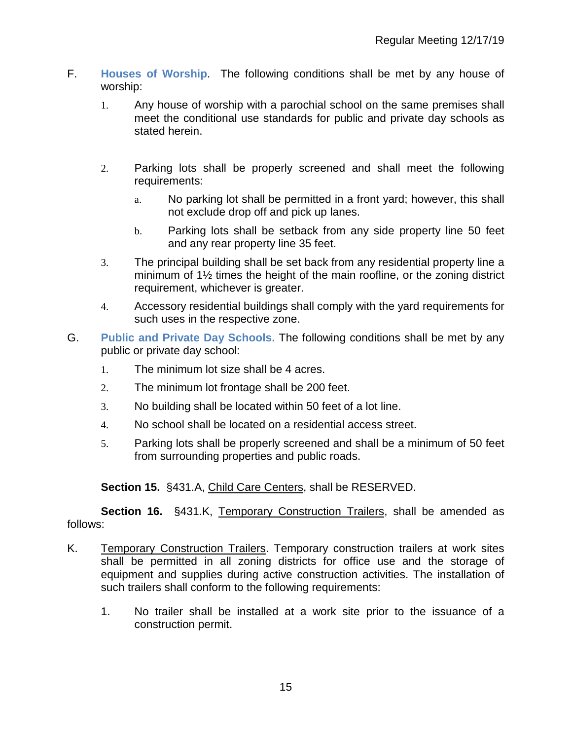F. **Houses of Worship**. The following conditions shall be met by any house of worship:

1. Any house of worship with a parochial school on the same premises shall meet the conditional use standards for public and private day schools as stated herein.

2. Parking lots shall be properly screened and shall meet the following requirements:

   a. No parking lot shall be permitted in a front yard; however, this shall not exclude drop off and pick up lanes.

   b. Parking lots shall be setback from any side property line 50 feet and any rear property line 35 feet.

3. The principal building shall be set back from any residential property line a minimum of 1½ times the height of the main roofline, or the zoning district requirement, whichever is greater.

4. Accessory residential buildings shall comply with the yard requirements for such uses in the respective zone.

G. **Public and Private Day Schools.** The following conditions shall be met by any public or private day school:

1. The minimum lot size shall be 4 acres.
2. The minimum lot frontage shall be 200 feet.
3. No building shall be located within 50 feet of a lot line.
4. No school shall be located on a residential access street.
5. Parking lots shall be properly screened and shall be a minimum of 50 feet from surrounding properties and public roads.

**Section 15.** §431.A, Child Care Centers, shall be RESERVED.

**Section 16.** §431.K, Temporary Construction Trailers, shall be amended as follows:

K. Temporary Construction Trailers. Temporary construction trailers at work sites shall be permitted in all zoning districts for office use and the storage of equipment and supplies during active construction activities. The installation of such trailers shall conform to the following requirements:

1. No trailer shall be installed at a work site prior to the issuance of a construction permit.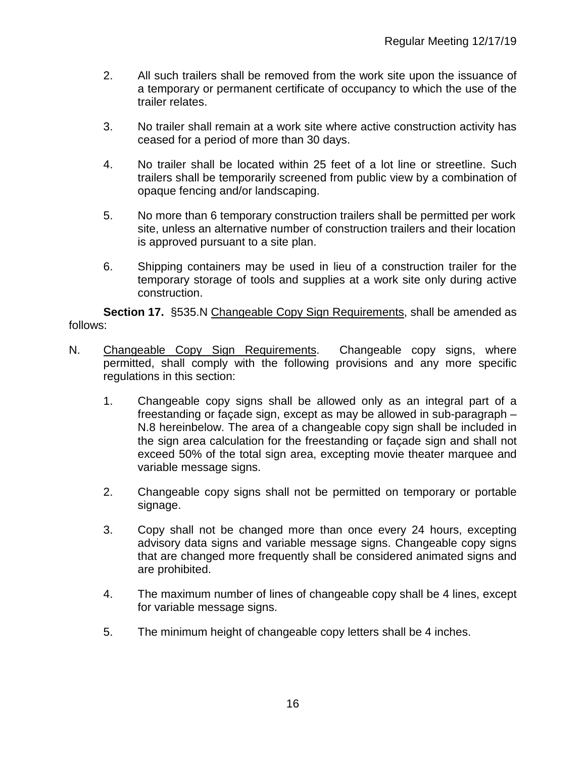2. All such trailers shall be removed from the work site upon the issuance of a temporary or permanent certificate of occupancy to which the use of the trailer relates.

3. No trailer shall remain at a work site where active construction activity has ceased for a period of more than 30 days.

4. No trailer shall be located within 25 feet of a lot line or streetline. Such trailers shall be temporarily screened from public view by a combination of opaque fencing and/or landscaping.

5. No more than 6 temporary construction trailers shall be permitted per work site, unless an alternative number of construction trailers and their location is approved pursuant to a site plan.

6. Shipping containers may be used in lieu of a construction trailer for the temporary storage of tools and supplies at a work site only during active construction.

**Section 17.** §535.N Changeable Copy Sign Requirements, shall be amended as follows:

N. Changeable Copy Sign Requirements. Changeable copy signs, where permitted, shall comply with the following provisions and any more specific regulations in this section:

1. Changeable copy signs shall be allowed only as an integral part of a freestanding or façade sign, except as may be allowed in sub-paragraph – N.8 hereinbelow. The area of a changeable copy sign shall be included in the sign area calculation for the freestanding or façade sign and shall not exceed 50% of the total sign area, excepting movie theater marquee and variable message signs.

2. Changeable copy signs shall not be permitted on temporary or portable signage.

3. Copy shall not be changed more than once every 24 hours, excepting advisory data signs and variable message signs. Changeable copy signs that are changed more frequently shall be considered animated signs and are prohibited.

4. The maximum number of lines of changeable copy shall be 4 lines, except for variable message signs.

5. The minimum height of changeable copy letters shall be 4 inches.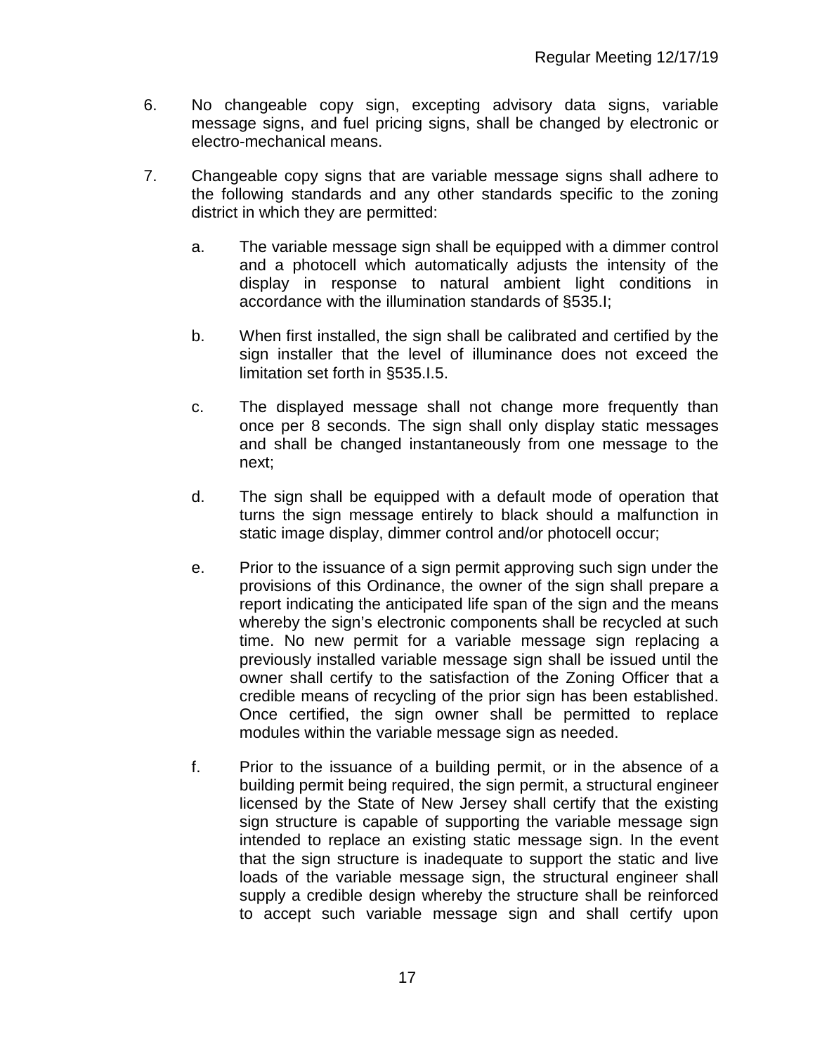6. No changeable copy sign, excepting advisory data signs, variable message signs, and fuel pricing signs, shall be changed by electronic or electro-mechanical means.

7. Changeable copy signs that are variable message signs shall adhere to the following standards and any other standards specific to the zoning district in which they are permitted:

   a. The variable message sign shall be equipped with a dimmer control and a photocell which automatically adjusts the intensity of the display in response to natural ambient light conditions in accordance with the illumination standards of §535.I;

   b. When first installed, the sign shall be calibrated and certified by the sign installer that the level of illuminance does not exceed the limitation set forth in §535.I.5.

   c. The displayed message shall not change more frequently than once per 8 seconds. The sign shall only display static messages and shall be changed instantaneously from one message to the next;

   d. The sign shall be equipped with a default mode of operation that turns the sign message entirely to black should a malfunction in static image display, dimmer control and/or photocell occur;

   e. Prior to the issuance of a sign permit approving such sign under the provisions of this Ordinance, the owner of the sign shall prepare a report indicating the anticipated life span of the sign and the means whereby the sign's electronic components shall be recycled at such time. No new permit for a variable message sign replacing a previously installed variable message sign shall be issued until the owner shall certify to the satisfaction of the Zoning Officer that a credible means of recycling of the prior sign has been established. Once certified, the sign owner shall be permitted to replace modules within the variable message sign as needed.

   f. Prior to the issuance of a building permit, or in the absence of a building permit being required, the sign permit, a structural engineer licensed by the State of New Jersey shall certify that the existing sign structure is capable of supporting the variable message sign intended to replace an existing static message sign. In the event that the sign structure is inadequate to support the static and live loads of the variable message sign, the structural engineer shall supply a credible design whereby the structure shall be reinforced to accept such variable message sign and shall certify upon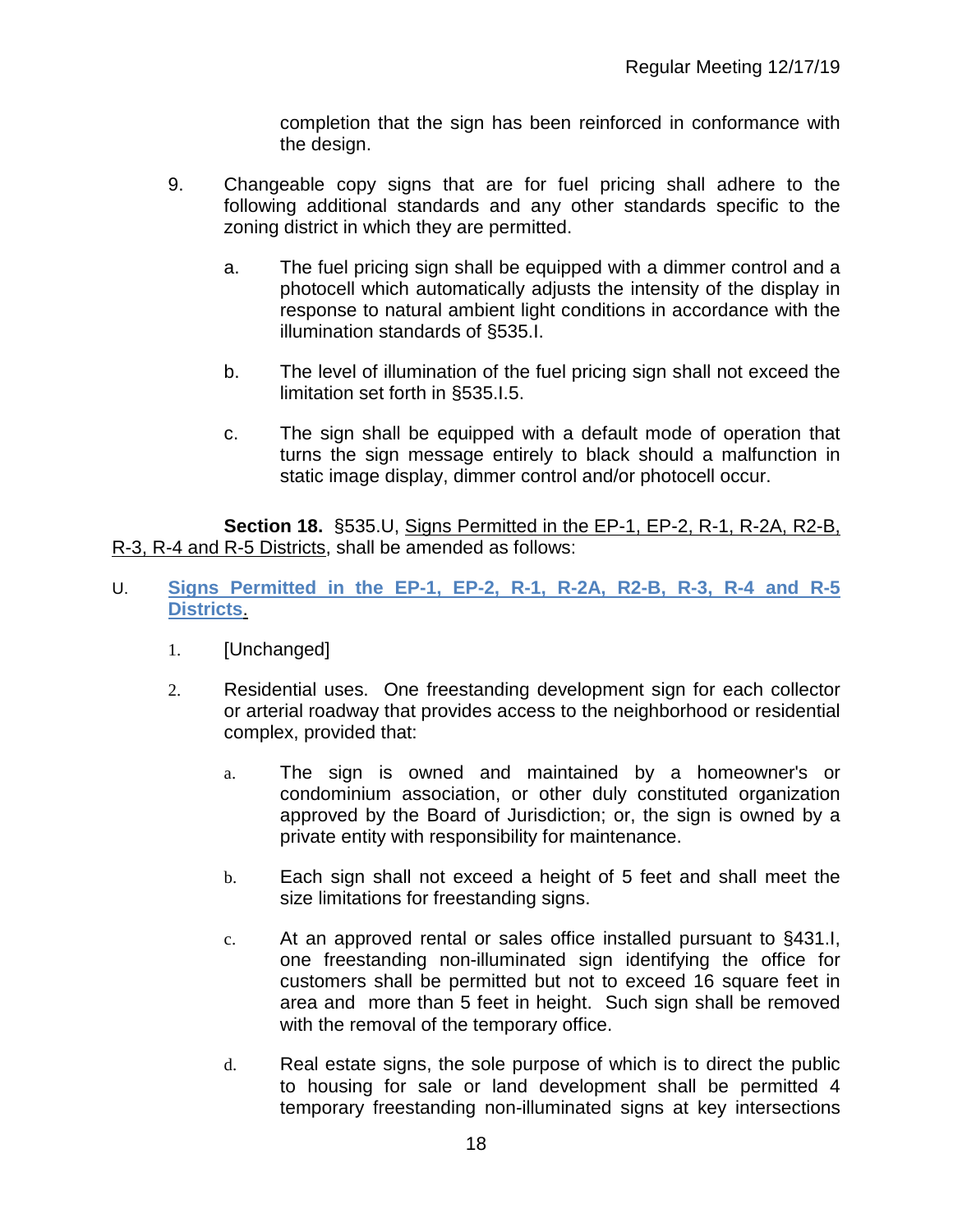completion that the sign has been reinforced in conformance with the design.

9. Changeable copy signs that are for fuel pricing shall adhere to the following additional standards and any other standards specific to the zoning district in which they are permitted.

   a. The fuel pricing sign shall be equipped with a dimmer control and a photocell which automatically adjusts the intensity of the display in response to natural ambient light conditions in accordance with the illumination standards of §535.I.

   b. The level of illumination of the fuel pricing sign shall not exceed the limitation set forth in §535.I.5.

   c. The sign shall be equipped with a default mode of operation that turns the sign message entirely to black should a malfunction in static image display, dimmer control and/or photocell occur.

**Section 18.** §535.U, <u>Signs Permitted in the EP-1, EP-2, R-1, R-2A, R2-B, R-3, R-4 and R-5 Districts</u>, shall be amended as follows:

U. **<u>Signs Permitted in the EP-1, EP-2, R-1, R-2A, R2-B, R-3, R-4 and R-5 Districts</u>.**

1. [Unchanged]

2. Residential uses. One freestanding development sign for each collector or arterial roadway that provides access to the neighborhood or residential complex, provided that:

   a. The sign is owned and maintained by a homeowner's or condominium association, or other duly constituted organization approved by the Board of Jurisdiction; or, the sign is owned by a private entity with responsibility for maintenance.

   b. Each sign shall not exceed a height of 5 feet and shall meet the size limitations for freestanding signs.

   c. At an approved rental or sales office installed pursuant to §431.I, one freestanding non-illuminated sign identifying the office for customers shall be permitted but not to exceed 16 square feet in area and more than 5 feet in height. Such sign shall be removed with the removal of the temporary office.

   d. Real estate signs, the sole purpose of which is to direct the public to housing for sale or land development shall be permitted 4 temporary freestanding non-illuminated signs at key intersections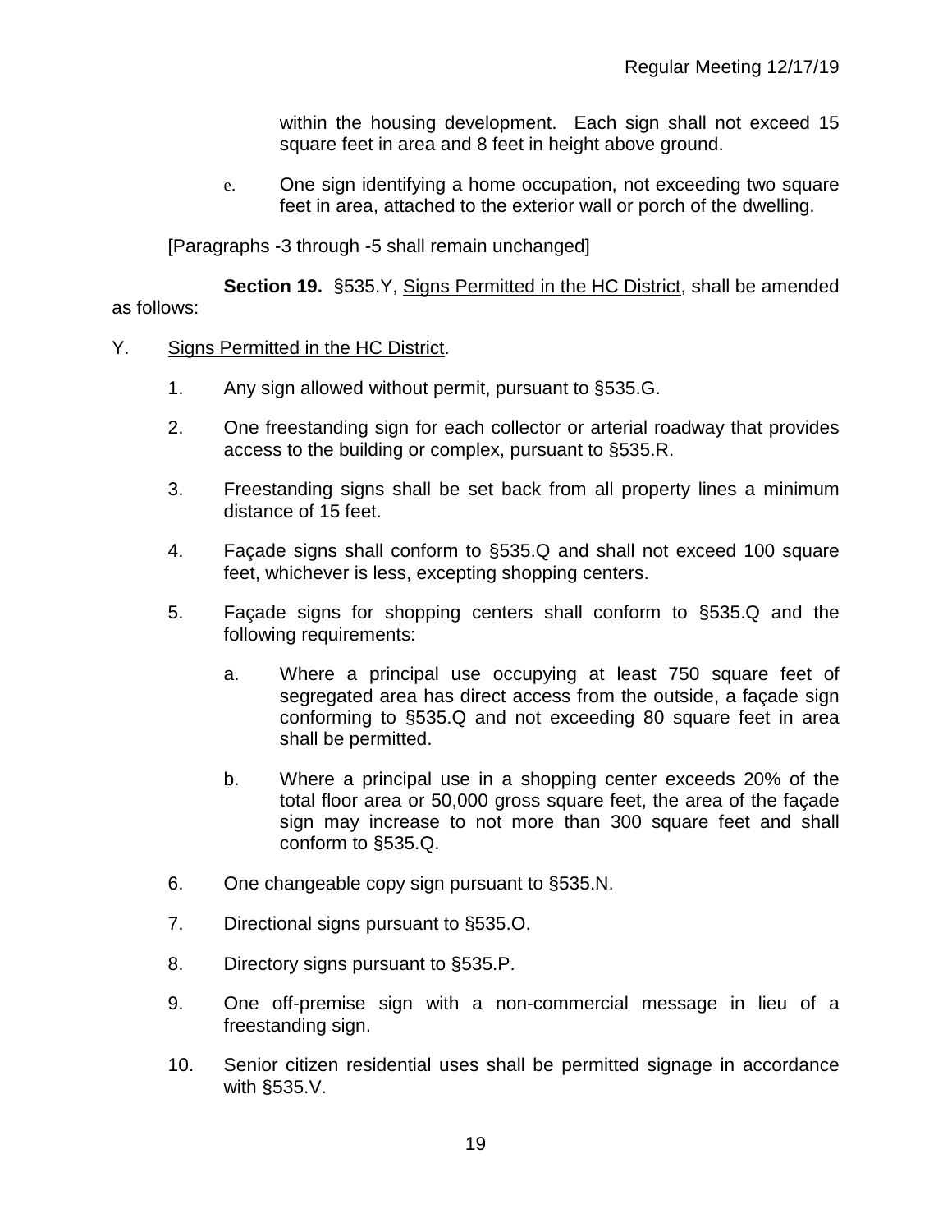within the housing development. Each sign shall not exceed 15 square feet in area and 8 feet in height above ground.

e. One sign identifying a home occupation, not exceeding two square feet in area, attached to the exterior wall or porch of the dwelling.

[Paragraphs -3 through -5 shall remain unchanged]

**Section 19.** §535.Y, Signs Permitted in the HC District, shall be amended as follows:

Y. Signs Permitted in the HC District.

1. Any sign allowed without permit, pursuant to §535.G.

2. One freestanding sign for each collector or arterial roadway that provides access to the building or complex, pursuant to §535.R.

3. Freestanding signs shall be set back from all property lines a minimum distance of 15 feet.

4. Façade signs shall conform to §535.Q and shall not exceed 100 square feet, whichever is less, excepting shopping centers.

5. Façade signs for shopping centers shall conform to §535.Q and the following requirements:

   a. Where a principal use occupying at least 750 square feet of segregated area has direct access from the outside, a façade sign conforming to §535.Q and not exceeding 80 square feet in area shall be permitted.

   b. Where a principal use in a shopping center exceeds 20% of the total floor area or 50,000 gross square feet, the area of the façade sign may increase to not more than 300 square feet and shall conform to §535.Q.

6. One changeable copy sign pursuant to §535.N.

7. Directional signs pursuant to §535.O.

8. Directory signs pursuant to §535.P.

9. One off-premise sign with a non-commercial message in lieu of a freestanding sign.

10. Senior citizen residential uses shall be permitted signage in accordance with §535.V.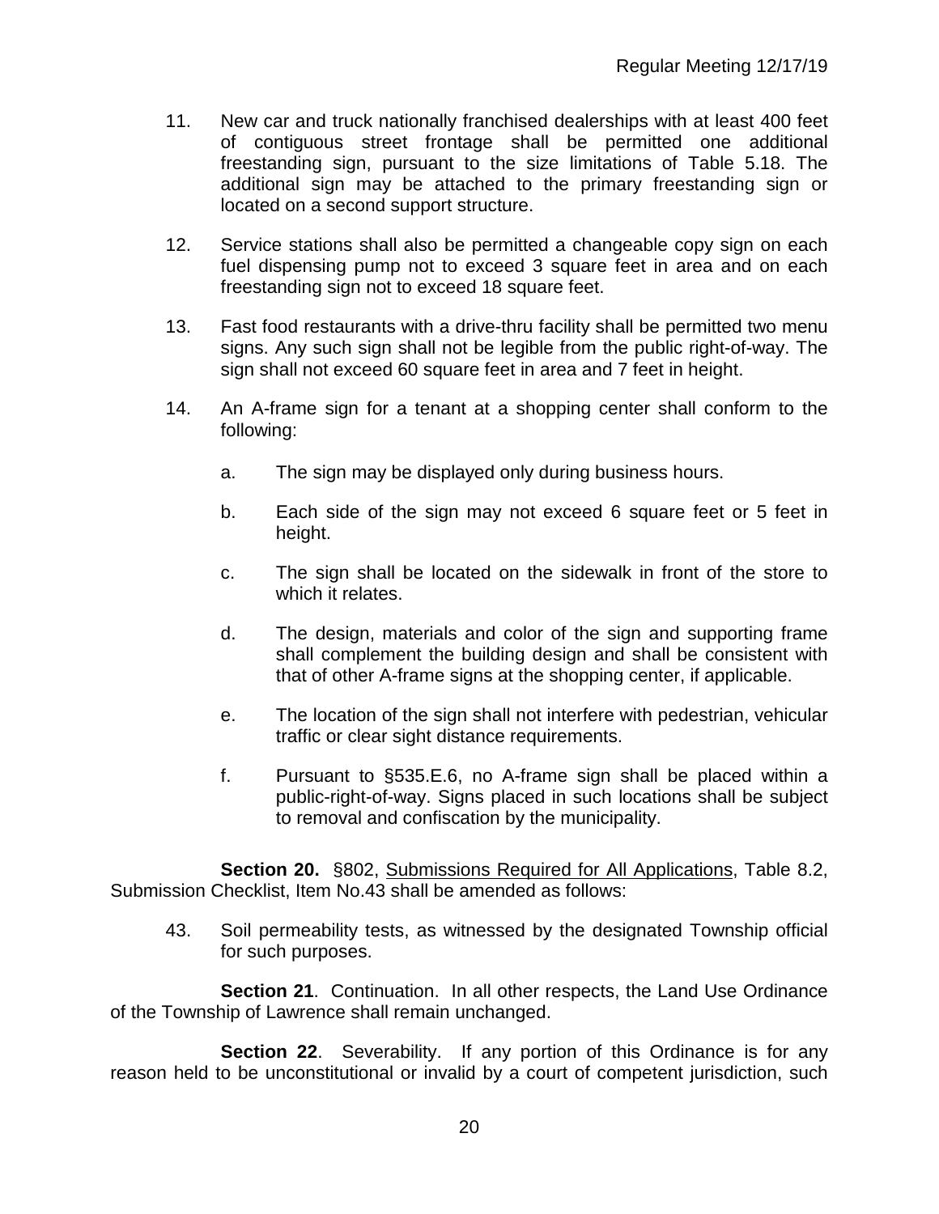11. New car and truck nationally franchised dealerships with at least 400 feet of contiguous street frontage shall be permitted one additional freestanding sign, pursuant to the size limitations of Table 5.18. The additional sign may be attached to the primary freestanding sign or located on a second support structure.

12. Service stations shall also be permitted a changeable copy sign on each fuel dispensing pump not to exceed 3 square feet in area and on each freestanding sign not to exceed 18 square feet.

13. Fast food restaurants with a drive-thru facility shall be permitted two menu signs. Any such sign shall not be legible from the public right-of-way. The sign shall not exceed 60 square feet in area and 7 feet in height.

14. An A-frame sign for a tenant at a shopping center shall conform to the following:

    a. The sign may be displayed only during business hours.

    b. Each side of the sign may not exceed 6 square feet or 5 feet in height.

    c. The sign shall be located on the sidewalk in front of the store to which it relates.

    d. The design, materials and color of the sign and supporting frame shall complement the building design and shall be consistent with that of other A-frame signs at the shopping center, if applicable.

    e. The location of the sign shall not interfere with pedestrian, vehicular traffic or clear sight distance requirements.

    f. Pursuant to §535.E.6, no A-frame sign shall be placed within a public-right-of-way. Signs placed in such locations shall be subject to removal and confiscation by the municipality.

**Section 20.** §802, Submissions Required for All Applications, Table 8.2, Submission Checklist, Item No.43 shall be amended as follows:

43. Soil permeability tests, as witnessed by the designated Township official for such purposes.

**Section 21**. Continuation. In all other respects, the Land Use Ordinance of the Township of Lawrence shall remain unchanged.

**Section 22**. Severability. If any portion of this Ordinance is for any reason held to be unconstitutional or invalid by a court of competent jurisdiction, such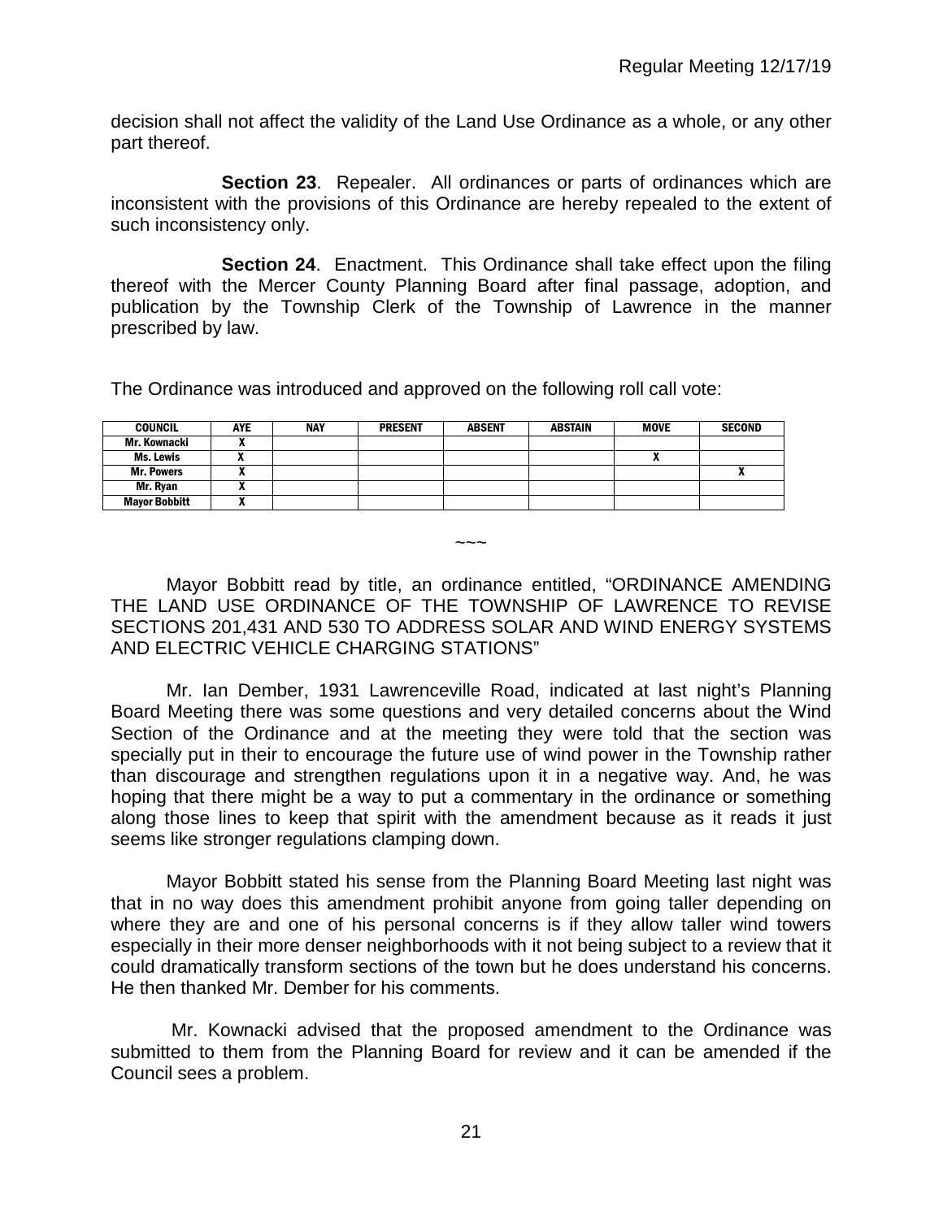decision shall not affect the validity of the Land Use Ordinance as a whole, or any other part thereof.

**Section 23**. Repealer. All ordinances or parts of ordinances which are inconsistent with the provisions of this Ordinance are hereby repealed to the extent of such inconsistency only.

**Section 24**. Enactment. This Ordinance shall take effect upon the filing thereof with the Mercer County Planning Board after final passage, adoption, and publication by the Township Clerk of the Township of Lawrence in the manner prescribed by law.

The Ordinance was introduced and approved on the following roll call vote:

| COUNCIL | AYE | NAY | PRESENT | ABSENT | ABSTAIN | MOVE | SECOND |
|---|---|---|---|---|---|---|---|
| Mr. Kownacki | X | | | | | | |
| Ms. Lewis | X | | | | | X | |
| Mr. Powers | X | | | | | | X |
| Mr. Ryan | X | | | | | | |
| Mayor Bobbitt | X | | | | | | |

~~~

Mayor Bobbitt read by title, an ordinance entitled, "ORDINANCE AMENDING THE LAND USE ORDINANCE OF THE TOWNSHIP OF LAWRENCE TO REVISE SECTIONS 201,431 AND 530 TO ADDRESS SOLAR AND WIND ENERGY SYSTEMS AND ELECTRIC VEHICLE CHARGING STATIONS"

Mr. Ian Dember, 1931 Lawrenceville Road, indicated at last night's Planning Board Meeting there was some questions and very detailed concerns about the Wind Section of the Ordinance and at the meeting they were told that the section was specially put in their to encourage the future use of wind power in the Township rather than discourage and strengthen regulations upon it in a negative way. And, he was hoping that there might be a way to put a commentary in the ordinance or something along those lines to keep that spirit with the amendment because as it reads it just seems like stronger regulations clamping down.

Mayor Bobbitt stated his sense from the Planning Board Meeting last night was that in no way does this amendment prohibit anyone from going taller depending on where they are and one of his personal concerns is if they allow taller wind towers especially in their more denser neighborhoods with it not being subject to a review that it could dramatically transform sections of the town but he does understand his concerns. He then thanked Mr. Dember for his comments.

Mr. Kownacki advised that the proposed amendment to the Ordinance was submitted to them from the Planning Board for review and it can be amended if the Council sees a problem.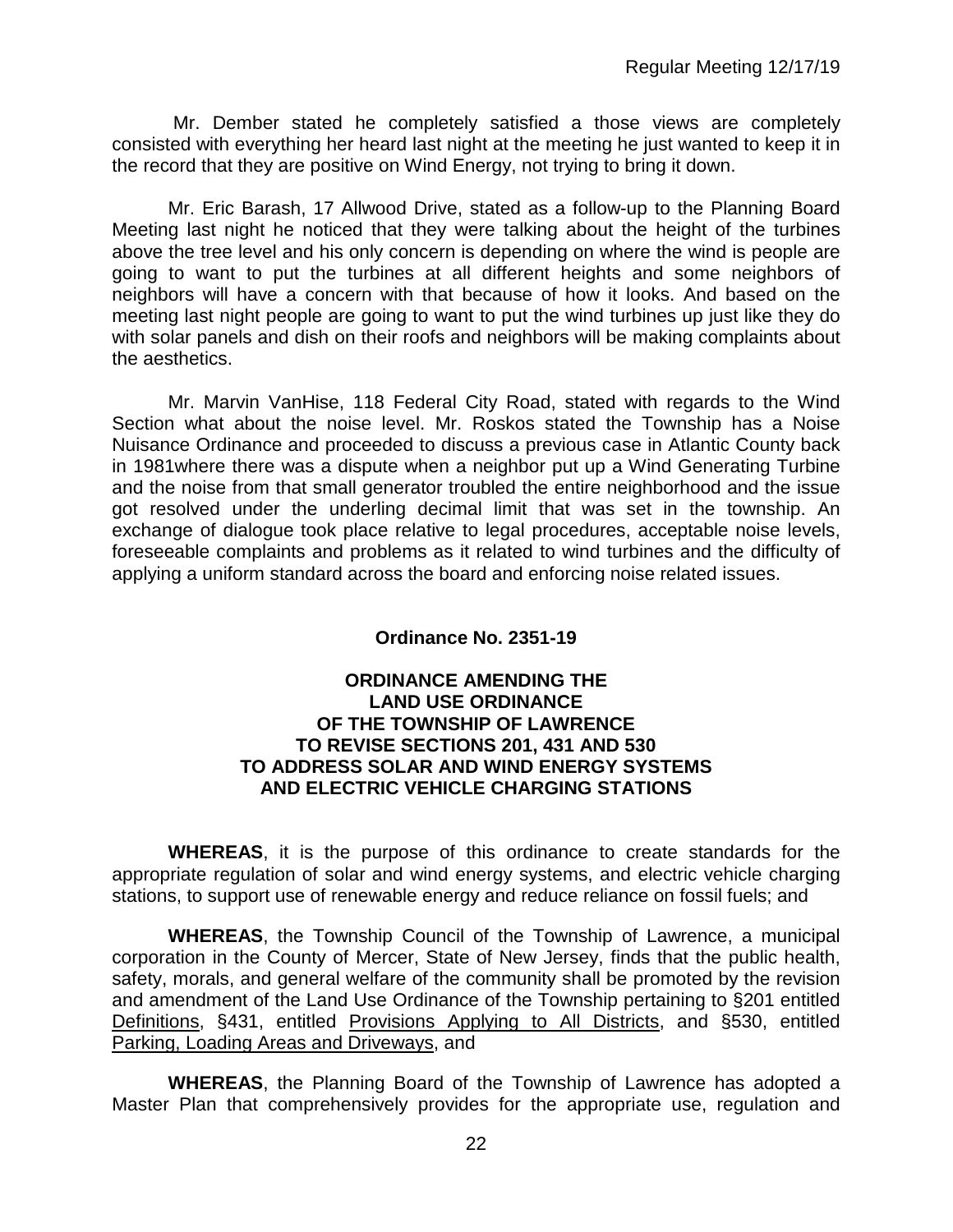Mr. Dember stated he completely satisfied a those views are completely consisted with everything her heard last night at the meeting he just wanted to keep it in the record that they are positive on Wind Energy, not trying to bring it down.

Mr. Eric Barash, 17 Allwood Drive, stated as a follow-up to the Planning Board Meeting last night he noticed that they were talking about the height of the turbines above the tree level and his only concern is depending on where the wind is people are going to want to put the turbines at all different heights and some neighbors of neighbors will have a concern with that because of how it looks. And based on the meeting last night people are going to want to put the wind turbines up just like they do with solar panels and dish on their roofs and neighbors will be making complaints about the aesthetics.

Mr. Marvin VanHise, 118 Federal City Road, stated with regards to the Wind Section what about the noise level. Mr. Roskos stated the Township has a Noise Nuisance Ordinance and proceeded to discuss a previous case in Atlantic County back in 1981where there was a dispute when a neighbor put up a Wind Generating Turbine and the noise from that small generator troubled the entire neighborhood and the issue got resolved under the underling decimal limit that was set in the township. An exchange of dialogue took place relative to legal procedures, acceptable noise levels, foreseeable complaints and problems as it related to wind turbines and the difficulty of applying a uniform standard across the board and enforcing noise related issues.

**Ordinance No. 2351-19**

**ORDINANCE AMENDING THE LAND USE ORDINANCE OF THE TOWNSHIP OF LAWRENCE TO REVISE SECTIONS 201, 431 AND 530 TO ADDRESS SOLAR AND WIND ENERGY SYSTEMS AND ELECTRIC VEHICLE CHARGING STATIONS**

**WHEREAS**, it is the purpose of this ordinance to create standards for the appropriate regulation of solar and wind energy systems, and electric vehicle charging stations, to support use of renewable energy and reduce reliance on fossil fuels; and

**WHEREAS**, the Township Council of the Township of Lawrence, a municipal corporation in the County of Mercer, State of New Jersey, finds that the public health, safety, morals, and general welfare of the community shall be promoted by the revision and amendment of the Land Use Ordinance of the Township pertaining to §201 entitled Definitions, §431, entitled Provisions Applying to All Districts, and §530, entitled Parking, Loading Areas and Driveways, and

**WHEREAS**, the Planning Board of the Township of Lawrence has adopted a Master Plan that comprehensively provides for the appropriate use, regulation and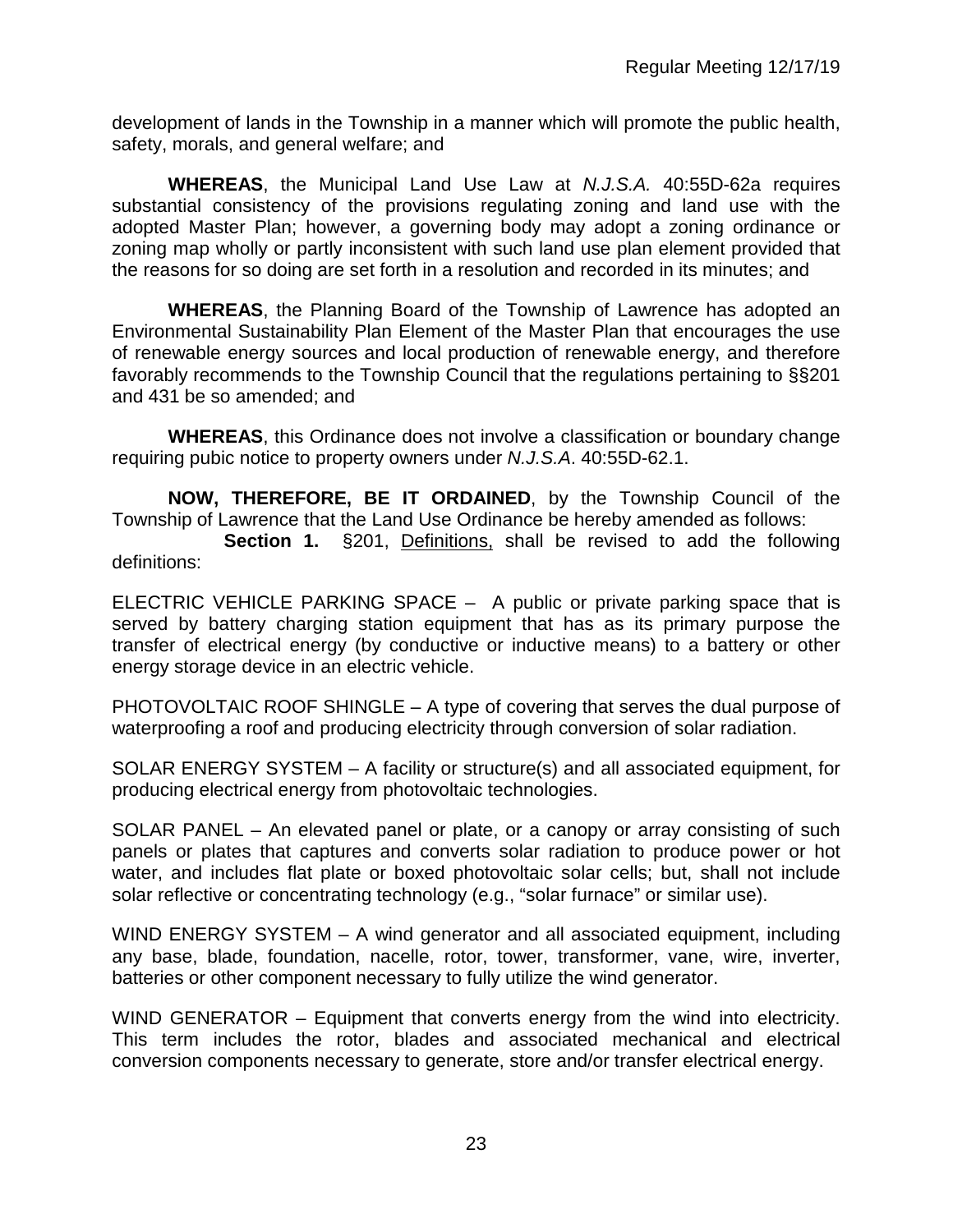development of lands in the Township in a manner which will promote the public health, safety, morals, and general welfare; and

**WHEREAS**, the Municipal Land Use Law at *N.J.S.A.* 40:55D-62a requires substantial consistency of the provisions regulating zoning and land use with the adopted Master Plan; however, a governing body may adopt a zoning ordinance or zoning map wholly or partly inconsistent with such land use plan element provided that the reasons for so doing are set forth in a resolution and recorded in its minutes; and

**WHEREAS**, the Planning Board of the Township of Lawrence has adopted an Environmental Sustainability Plan Element of the Master Plan that encourages the use of renewable energy sources and local production of renewable energy, and therefore favorably recommends to the Township Council that the regulations pertaining to §§201 and 431 be so amended; and

**WHEREAS**, this Ordinance does not involve a classification or boundary change requiring pubic notice to property owners under *N.J.S.A*. 40:55D-62.1.

**NOW, THEREFORE, BE IT ORDAINED**, by the Township Council of the Township of Lawrence that the Land Use Ordinance be hereby amended as follows:

**Section 1.** §201, Definitions, shall be revised to add the following definitions:

ELECTRIC VEHICLE PARKING SPACE – A public or private parking space that is served by battery charging station equipment that has as its primary purpose the transfer of electrical energy (by conductive or inductive means) to a battery or other energy storage device in an electric vehicle.

PHOTOVOLTAIC ROOF SHINGLE – A type of covering that serves the dual purpose of waterproofing a roof and producing electricity through conversion of solar radiation.

SOLAR ENERGY SYSTEM – A facility or structure(s) and all associated equipment, for producing electrical energy from photovoltaic technologies.

SOLAR PANEL – An elevated panel or plate, or a canopy or array consisting of such panels or plates that captures and converts solar radiation to produce power or hot water, and includes flat plate or boxed photovoltaic solar cells; but, shall not include solar reflective or concentrating technology (e.g., "solar furnace" or similar use).

WIND ENERGY SYSTEM – A wind generator and all associated equipment, including any base, blade, foundation, nacelle, rotor, tower, transformer, vane, wire, inverter, batteries or other component necessary to fully utilize the wind generator.

WIND GENERATOR – Equipment that converts energy from the wind into electricity. This term includes the rotor, blades and associated mechanical and electrical conversion components necessary to generate, store and/or transfer electrical energy.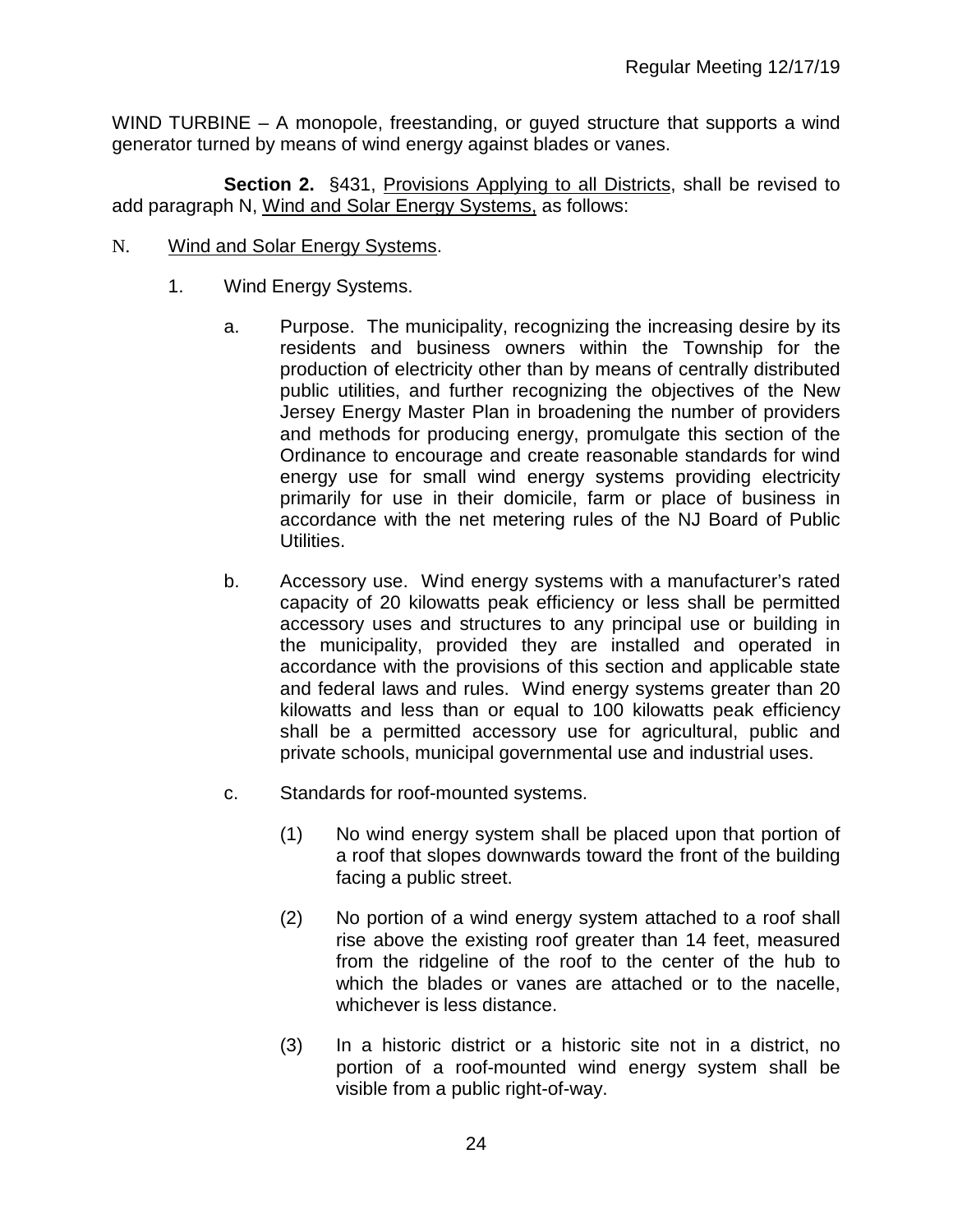WIND TURBINE – A monopole, freestanding, or guyed structure that supports a wind generator turned by means of wind energy against blades or vanes.

**Section 2.** §431, Provisions Applying to all Districts, shall be revised to add paragraph N, Wind and Solar Energy Systems, as follows:

N. Wind and Solar Energy Systems.

1. Wind Energy Systems.

   a. Purpose. The municipality, recognizing the increasing desire by its residents and business owners within the Township for the production of electricity other than by means of centrally distributed public utilities, and further recognizing the objectives of the New Jersey Energy Master Plan in broadening the number of providers and methods for producing energy, promulgate this section of the Ordinance to encourage and create reasonable standards for wind energy use for small wind energy systems providing electricity primarily for use in their domicile, farm or place of business in accordance with the net metering rules of the NJ Board of Public Utilities.

   b. Accessory use. Wind energy systems with a manufacturer's rated capacity of 20 kilowatts peak efficiency or less shall be permitted accessory uses and structures to any principal use or building in the municipality, provided they are installed and operated in accordance with the provisions of this section and applicable state and federal laws and rules. Wind energy systems greater than 20 kilowatts and less than or equal to 100 kilowatts peak efficiency shall be a permitted accessory use for agricultural, public and private schools, municipal governmental use and industrial uses.

   c. Standards for roof-mounted systems.

      (1) No wind energy system shall be placed upon that portion of a roof that slopes downwards toward the front of the building facing a public street.

      (2) No portion of a wind energy system attached to a roof shall rise above the existing roof greater than 14 feet, measured from the ridgeline of the roof to the center of the hub to which the blades or vanes are attached or to the nacelle, whichever is less distance.

      (3) In a historic district or a historic site not in a district, no portion of a roof-mounted wind energy system shall be visible from a public right-of-way.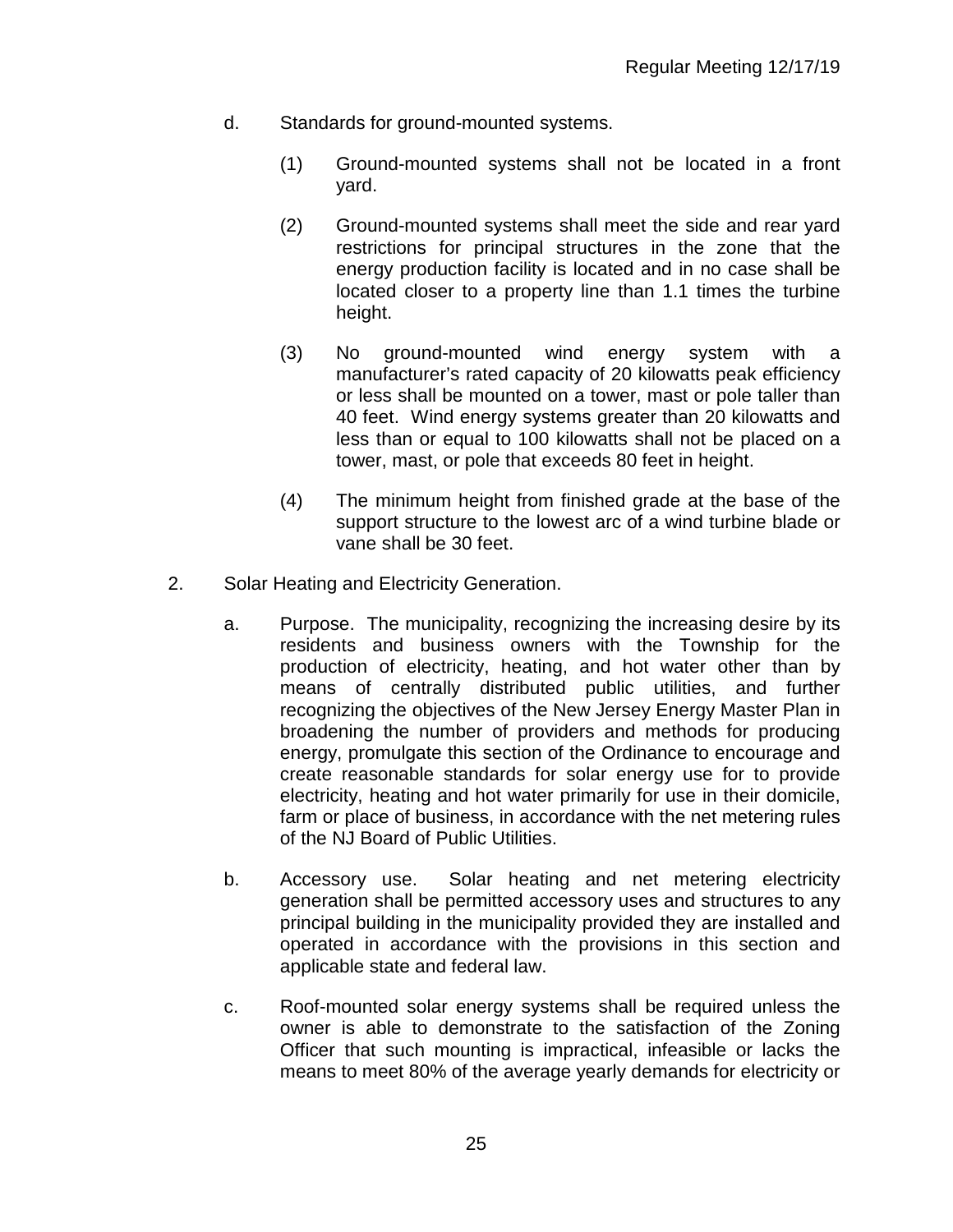d. Standards for ground-mounted systems.

   (1) Ground-mounted systems shall not be located in a front yard.

   (2) Ground-mounted systems shall meet the side and rear yard restrictions for principal structures in the zone that the energy production facility is located and in no case shall be located closer to a property line than 1.1 times the turbine height.

   (3) No ground-mounted wind energy system with a manufacturer's rated capacity of 20 kilowatts peak efficiency or less shall be mounted on a tower, mast or pole taller than 40 feet. Wind energy systems greater than 20 kilowatts and less than or equal to 100 kilowatts shall not be placed on a tower, mast, or pole that exceeds 80 feet in height.

   (4) The minimum height from finished grade at the base of the support structure to the lowest arc of a wind turbine blade or vane shall be 30 feet.

2. Solar Heating and Electricity Generation.

   a. Purpose. The municipality, recognizing the increasing desire by its residents and business owners with the Township for the production of electricity, heating, and hot water other than by means of centrally distributed public utilities, and further recognizing the objectives of the New Jersey Energy Master Plan in broadening the number of providers and methods for producing energy, promulgate this section of the Ordinance to encourage and create reasonable standards for solar energy use for to provide electricity, heating and hot water primarily for use in their domicile, farm or place of business, in accordance with the net metering rules of the NJ Board of Public Utilities.

   b. Accessory use. Solar heating and net metering electricity generation shall be permitted accessory uses and structures to any principal building in the municipality provided they are installed and operated in accordance with the provisions in this section and applicable state and federal law.

   c. Roof-mounted solar energy systems shall be required unless the owner is able to demonstrate to the satisfaction of the Zoning Officer that such mounting is impractical, infeasible or lacks the means to meet 80% of the average yearly demands for electricity or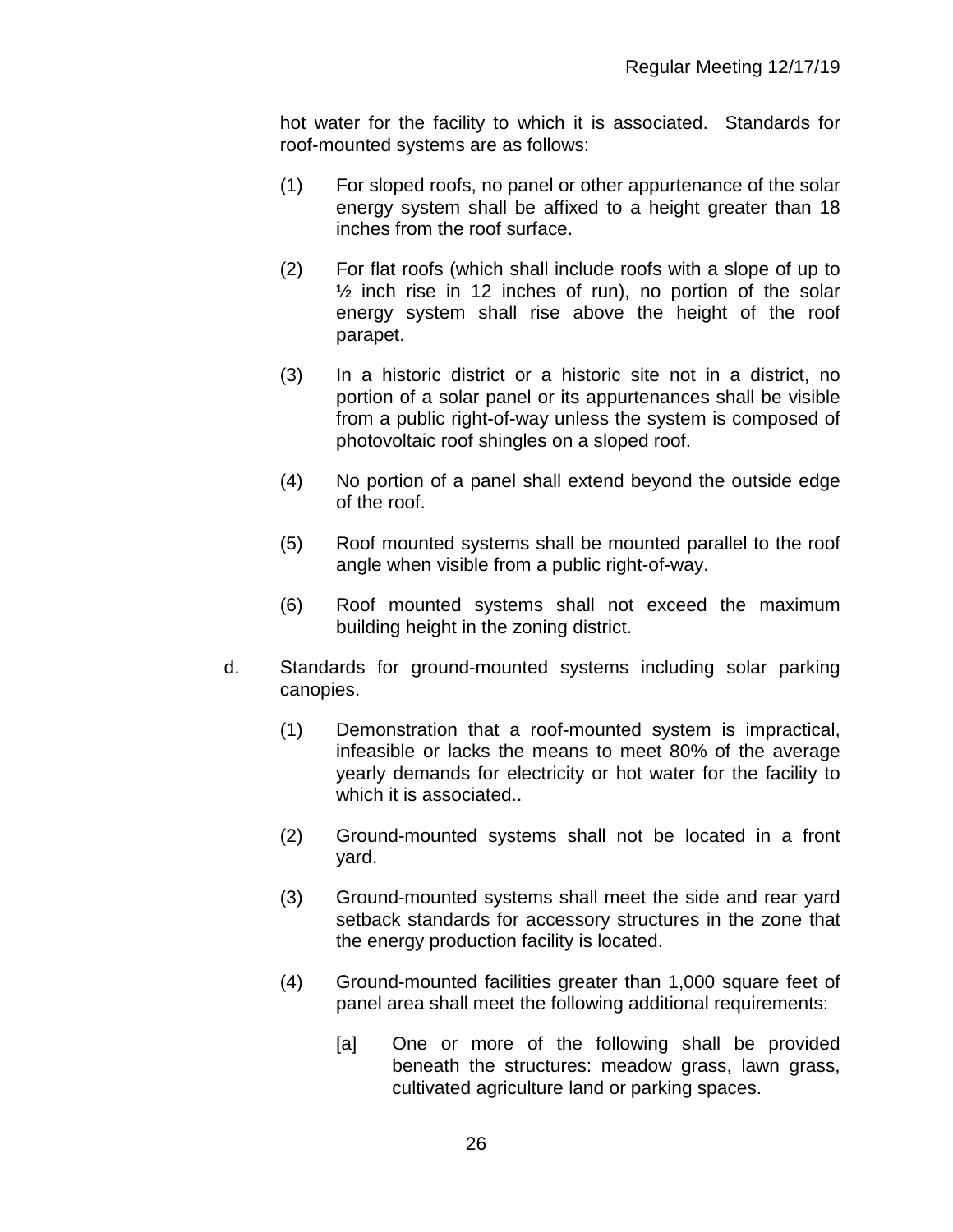hot water for the facility to which it is associated. Standards for roof-mounted systems are as follows:

(1) For sloped roofs, no panel or other appurtenance of the solar energy system shall be affixed to a height greater than 18 inches from the roof surface.

(2) For flat roofs (which shall include roofs with a slope of up to ½ inch rise in 12 inches of run), no portion of the solar energy system shall rise above the height of the roof parapet.

(3) In a historic district or a historic site not in a district, no portion of a solar panel or its appurtenances shall be visible from a public right-of-way unless the system is composed of photovoltaic roof shingles on a sloped roof.

(4) No portion of a panel shall extend beyond the outside edge of the roof.

(5) Roof mounted systems shall be mounted parallel to the roof angle when visible from a public right-of-way.

(6) Roof mounted systems shall not exceed the maximum building height in the zoning district.

d. Standards for ground-mounted systems including solar parking canopies.

(1) Demonstration that a roof-mounted system is impractical, infeasible or lacks the means to meet 80% of the average yearly demands for electricity or hot water for the facility to which it is associated..

(2) Ground-mounted systems shall not be located in a front yard.

(3) Ground-mounted systems shall meet the side and rear yard setback standards for accessory structures in the zone that the energy production facility is located.

(4) Ground-mounted facilities greater than 1,000 square feet of panel area shall meet the following additional requirements:

[a] One or more of the following shall be provided beneath the structures: meadow grass, lawn grass, cultivated agriculture land or parking spaces.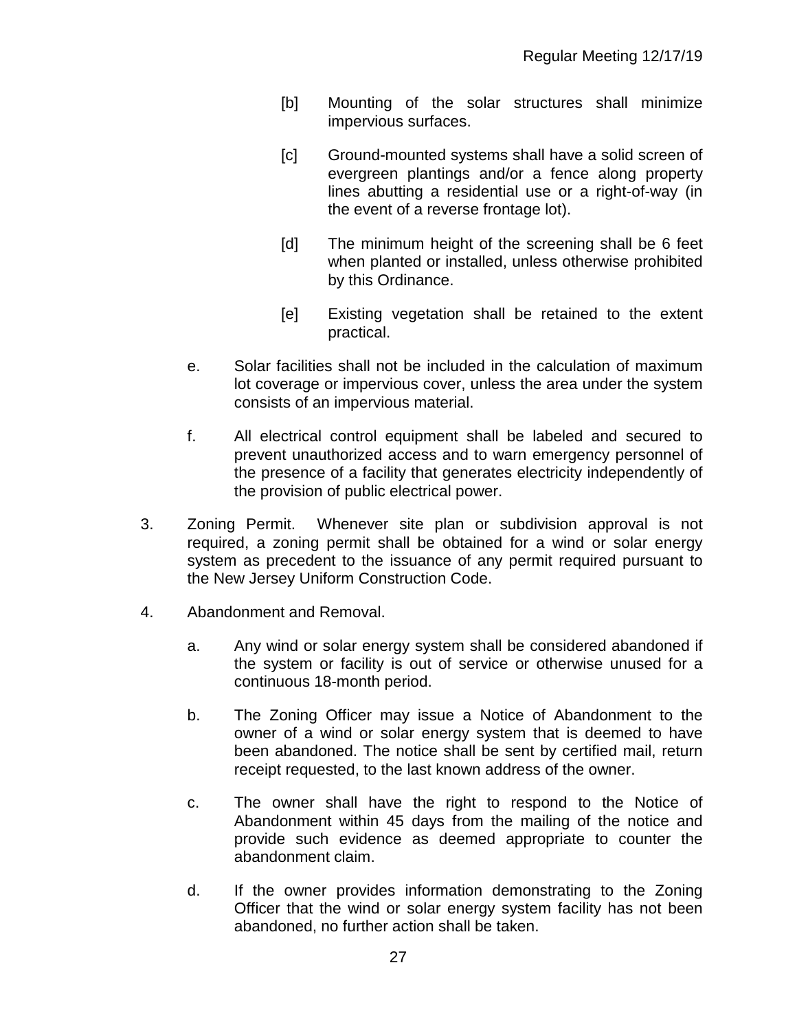[b] Mounting of the solar structures shall minimize impervious surfaces.

[c] Ground-mounted systems shall have a solid screen of evergreen plantings and/or a fence along property lines abutting a residential use or a right-of-way (in the event of a reverse frontage lot).

[d] The minimum height of the screening shall be 6 feet when planted or installed, unless otherwise prohibited by this Ordinance.

[e] Existing vegetation shall be retained to the extent practical.

e. Solar facilities shall not be included in the calculation of maximum lot coverage or impervious cover, unless the area under the system consists of an impervious material.

f. All electrical control equipment shall be labeled and secured to prevent unauthorized access and to warn emergency personnel of the presence of a facility that generates electricity independently of the provision of public electrical power.

3. Zoning Permit. Whenever site plan or subdivision approval is not required, a zoning permit shall be obtained for a wind or solar energy system as precedent to the issuance of any permit required pursuant to the New Jersey Uniform Construction Code.

4. Abandonment and Removal.

   a. Any wind or solar energy system shall be considered abandoned if the system or facility is out of service or otherwise unused for a continuous 18-month period.

   b. The Zoning Officer may issue a Notice of Abandonment to the owner of a wind or solar energy system that is deemed to have been abandoned. The notice shall be sent by certified mail, return receipt requested, to the last known address of the owner.

   c. The owner shall have the right to respond to the Notice of Abandonment within 45 days from the mailing of the notice and provide such evidence as deemed appropriate to counter the abandonment claim.

   d. If the owner provides information demonstrating to the Zoning Officer that the wind or solar energy system facility has not been abandoned, no further action shall be taken.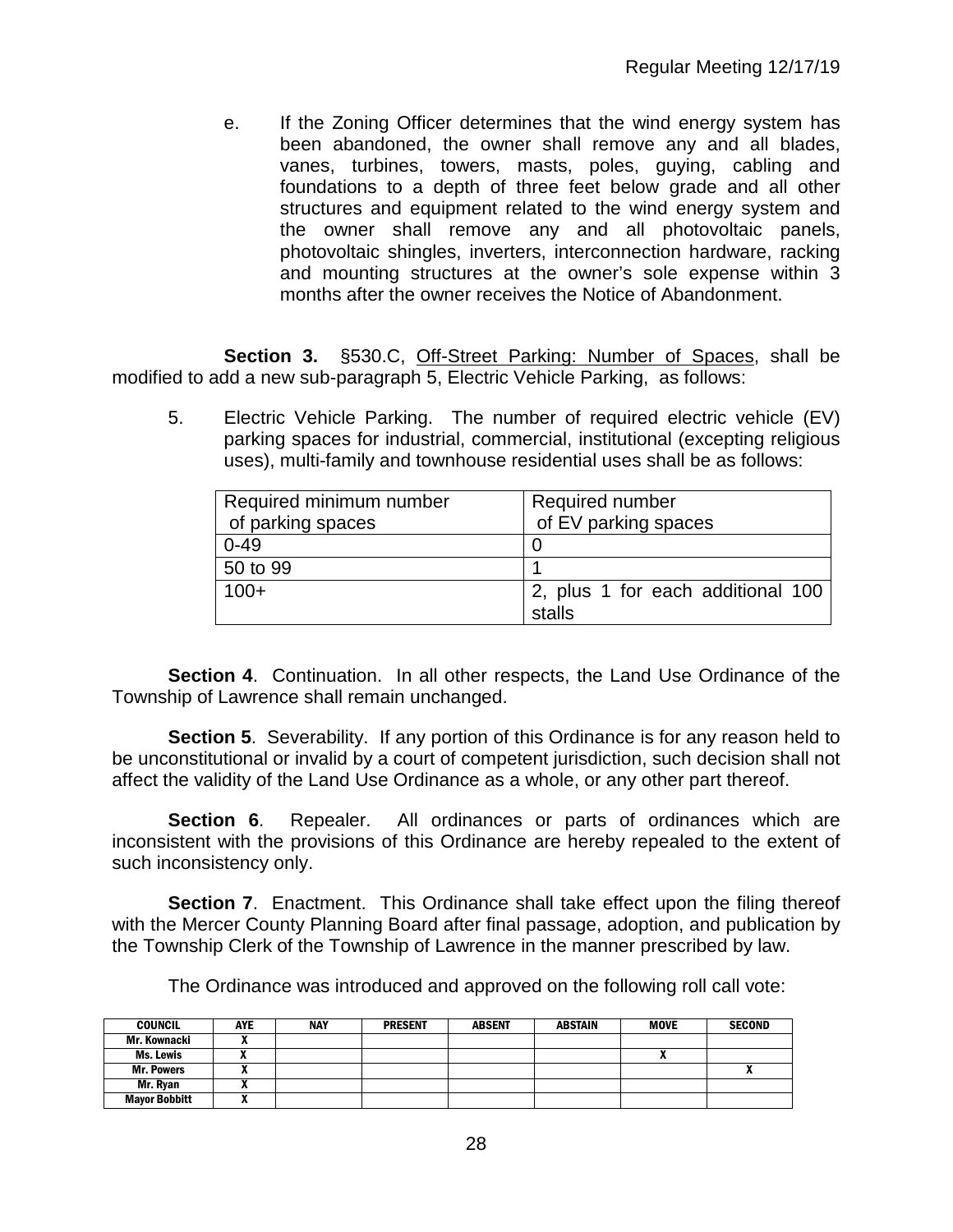e. If the Zoning Officer determines that the wind energy system has been abandoned, the owner shall remove any and all blades, vanes, turbines, towers, masts, poles, guying, cabling and foundations to a depth of three feet below grade and all other structures and equipment related to the wind energy system and the owner shall remove any and all photovoltaic panels, photovoltaic shingles, inverters, interconnection hardware, racking and mounting structures at the owner's sole expense within 3 months after the owner receives the Notice of Abandonment.

**Section 3.** §530.C, Off-Street Parking: Number of Spaces, shall be modified to add a new sub-paragraph 5, Electric Vehicle Parking, as follows:

5. Electric Vehicle Parking. The number of required electric vehicle (EV) parking spaces for industrial, commercial, institutional (excepting religious uses), multi-family and townhouse residential uses shall be as follows:

| Required minimum number of parking spaces | Required number of EV parking spaces |
|---|---|
| 0-49 | 0 |
| 50 to 99 | 1 |
| 100+ | 2, plus 1 for each additional 100 stalls |

**Section 4**. Continuation. In all other respects, the Land Use Ordinance of the Township of Lawrence shall remain unchanged.

**Section 5**. Severability. If any portion of this Ordinance is for any reason held to be unconstitutional or invalid by a court of competent jurisdiction, such decision shall not affect the validity of the Land Use Ordinance as a whole, or any other part thereof.

**Section 6**. Repealer. All ordinances or parts of ordinances which are inconsistent with the provisions of this Ordinance are hereby repealed to the extent of such inconsistency only.

**Section 7**. Enactment. This Ordinance shall take effect upon the filing thereof with the Mercer County Planning Board after final passage, adoption, and publication by the Township Clerk of the Township of Lawrence in the manner prescribed by law.

The Ordinance was introduced and approved on the following roll call vote:

| COUNCIL | AYE | NAY | PRESENT | ABSENT | ABSTAIN | MOVE | SECOND |
|---|---|---|---|---|---|---|---|
| Mr. Kownacki | X | | | | | | |
| Ms. Lewis | X | | | | | X | |
| Mr. Powers | X | | | | | | X |
| Mr. Ryan | X | | | | | | |
| Mayor Bobbitt | X | | | | | | |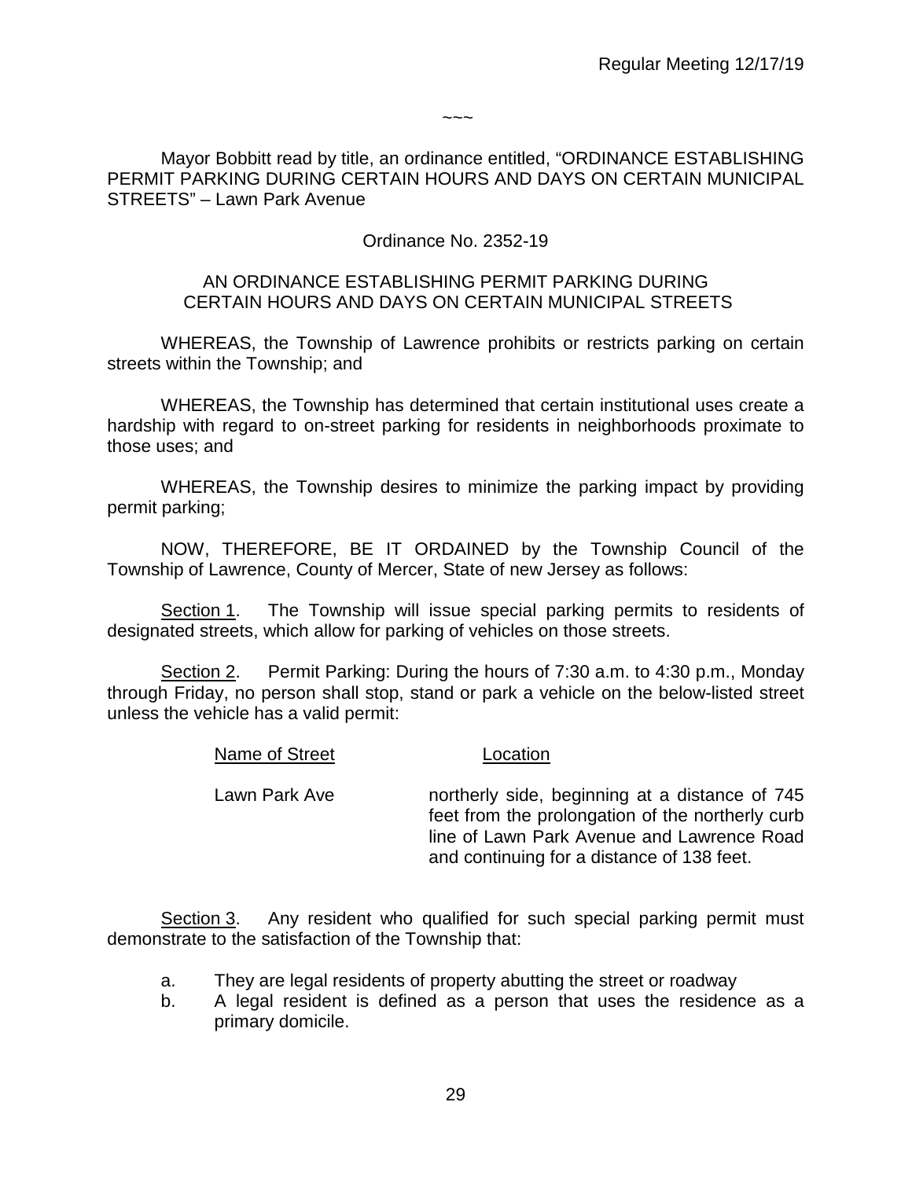~~~

Mayor Bobbitt read by title, an ordinance entitled, "ORDINANCE ESTABLISHING PERMIT PARKING DURING CERTAIN HOURS AND DAYS ON CERTAIN MUNICIPAL STREETS" – Lawn Park Avenue

Ordinance No. 2352-19

AN ORDINANCE ESTABLISHING PERMIT PARKING DURING CERTAIN HOURS AND DAYS ON CERTAIN MUNICIPAL STREETS

WHEREAS, the Township of Lawrence prohibits or restricts parking on certain streets within the Township; and

WHEREAS, the Township has determined that certain institutional uses create a hardship with regard to on-street parking for residents in neighborhoods proximate to those uses; and

WHEREAS, the Township desires to minimize the parking impact by providing permit parking;

NOW, THEREFORE, BE IT ORDAINED by the Township Council of the Township of Lawrence, County of Mercer, State of new Jersey as follows:

Section 1. The Township will issue special parking permits to residents of designated streets, which allow for parking of vehicles on those streets.

Section 2. Permit Parking: During the hours of 7:30 a.m. to 4:30 p.m., Monday through Friday, no person shall stop, stand or park a vehicle on the below-listed street unless the vehicle has a valid permit:

| Name of Street | Location |
|---|---|
| Lawn Park Ave | northerly side, beginning at a distance of 745 feet from the prolongation of the northerly curb line of Lawn Park Avenue and Lawrence Road and continuing for a distance of 138 feet. |

Section 3. Any resident who qualified for such special parking permit must demonstrate to the satisfaction of the Township that:

a. They are legal residents of property abutting the street or roadway
b. A legal resident is defined as a person that uses the residence as a primary domicile.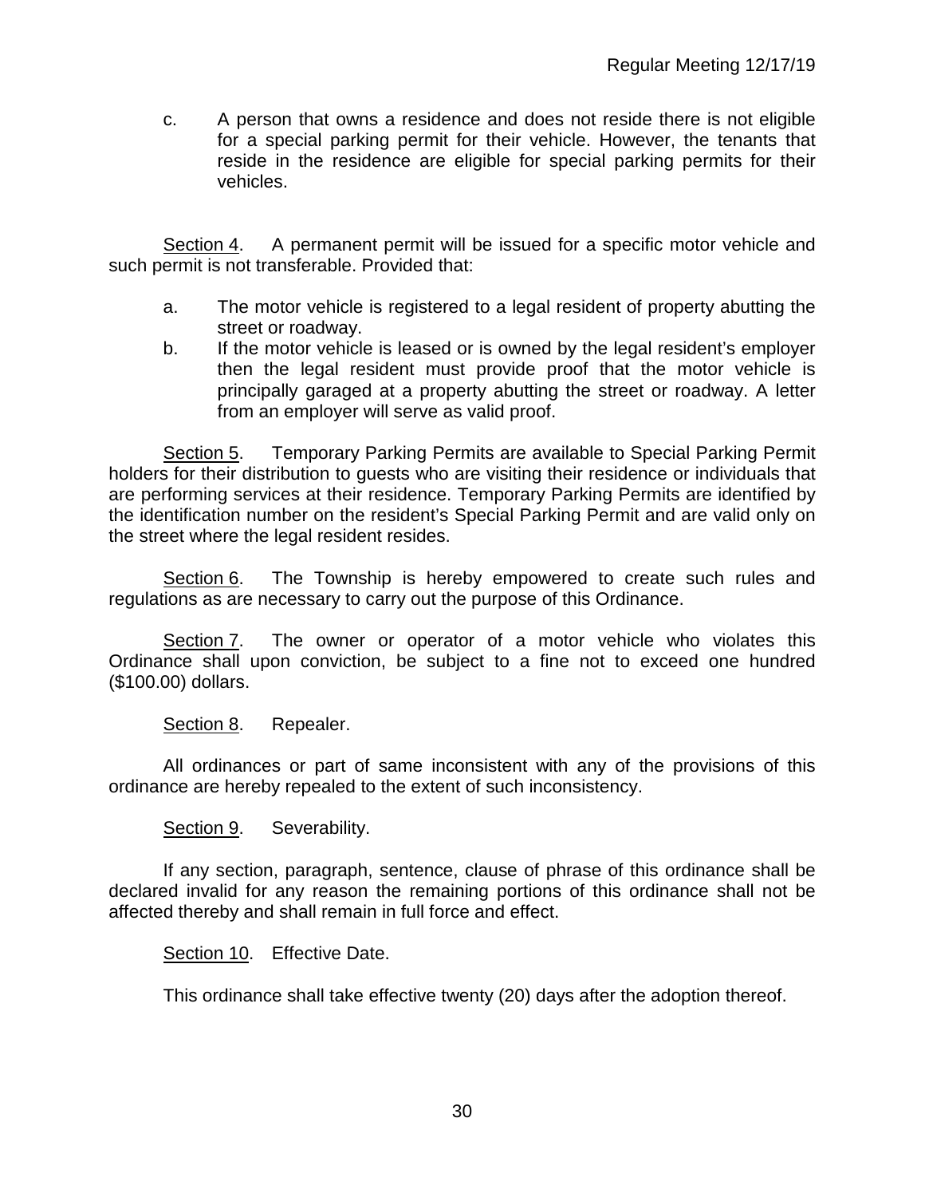c. A person that owns a residence and does not reside there is not eligible for a special parking permit for their vehicle. However, the tenants that reside in the residence are eligible for special parking permits for their vehicles.

Section 4. A permanent permit will be issued for a specific motor vehicle and such permit is not transferable. Provided that:

a. The motor vehicle is registered to a legal resident of property abutting the street or roadway.
b. If the motor vehicle is leased or is owned by the legal resident's employer then the legal resident must provide proof that the motor vehicle is principally garaged at a property abutting the street or roadway. A letter from an employer will serve as valid proof.

Section 5. Temporary Parking Permits are available to Special Parking Permit holders for their distribution to guests who are visiting their residence or individuals that are performing services at their residence. Temporary Parking Permits are identified by the identification number on the resident's Special Parking Permit and are valid only on the street where the legal resident resides.

Section 6. The Township is hereby empowered to create such rules and regulations as are necessary to carry out the purpose of this Ordinance.

Section 7. The owner or operator of a motor vehicle who violates this Ordinance shall upon conviction, be subject to a fine not to exceed one hundred ($100.00) dollars.

Section 8. Repealer.

All ordinances or part of same inconsistent with any of the provisions of this ordinance are hereby repealed to the extent of such inconsistency.

Section 9. Severability.

If any section, paragraph, sentence, clause of phrase of this ordinance shall be declared invalid for any reason the remaining portions of this ordinance shall not be affected thereby and shall remain in full force and effect.

Section 10. Effective Date.

This ordinance shall take effective twenty (20) days after the adoption thereof.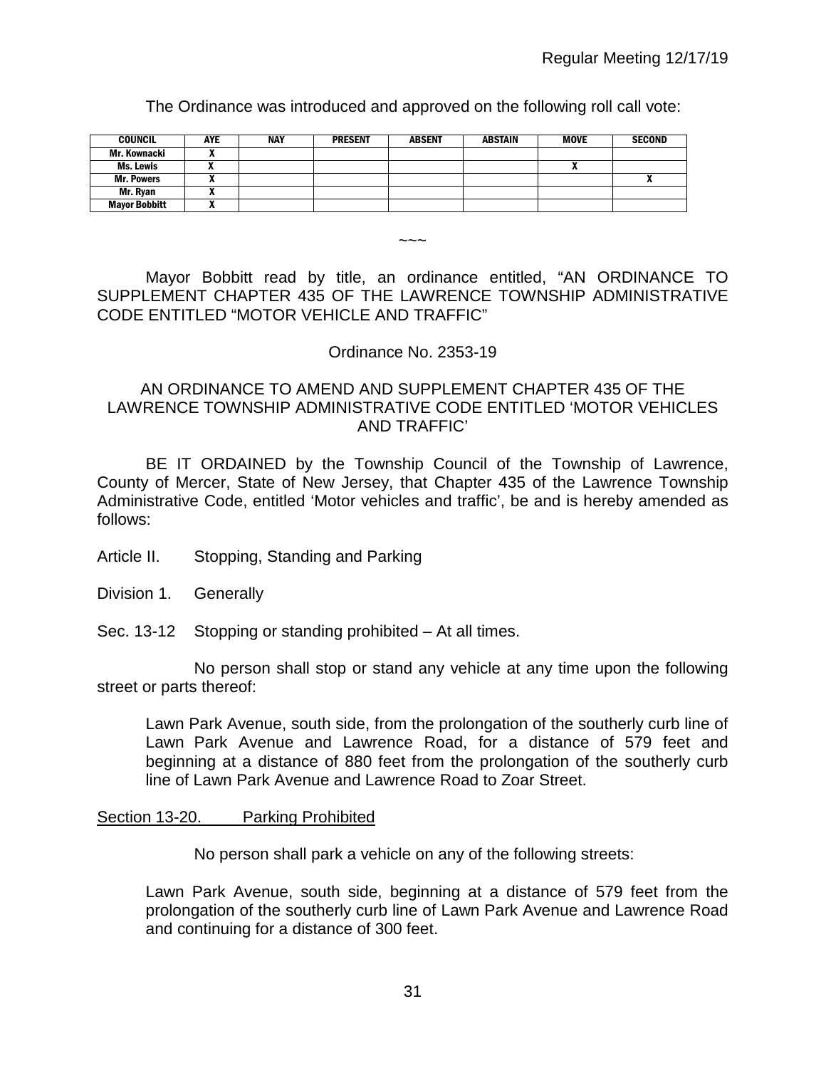The Ordinance was introduced and approved on the following roll call vote:

| COUNCIL | AYE | NAY | PRESENT | ABSENT | ABSTAIN | MOVE | SECOND |
|---|---|---|---|---|---|---|---|
| Mr. Kownacki | X | | | | | | |
| Ms. Lewis | X | | | | | X | |
| Mr. Powers | X | | | | | | X |
| Mr. Ryan | X | | | | | | |
| Mayor Bobbitt | X | | | | | | |

~~~

Mayor Bobbitt read by title, an ordinance entitled, "AN ORDINANCE TO SUPPLEMENT CHAPTER 435 OF THE LAWRENCE TOWNSHIP ADMINISTRATIVE CODE ENTITLED "MOTOR VEHICLE AND TRAFFIC"

Ordinance No. 2353-19

AN ORDINANCE TO AMEND AND SUPPLEMENT CHAPTER 435 OF THE LAWRENCE TOWNSHIP ADMINISTRATIVE CODE ENTITLED 'MOTOR VEHICLES AND TRAFFIC'

BE IT ORDAINED by the Township Council of the Township of Lawrence, County of Mercer, State of New Jersey, that Chapter 435 of the Lawrence Township Administrative Code, entitled 'Motor vehicles and traffic', be and is hereby amended as follows:

Article II. Stopping, Standing and Parking

Division 1. Generally

Sec. 13-12 Stopping or standing prohibited – At all times.

No person shall stop or stand any vehicle at any time upon the following street or parts thereof:

Lawn Park Avenue, south side, from the prolongation of the southerly curb line of Lawn Park Avenue and Lawrence Road, for a distance of 579 feet and beginning at a distance of 880 feet from the prolongation of the southerly curb line of Lawn Park Avenue and Lawrence Road to Zoar Street.

Section 13-20. Parking Prohibited

No person shall park a vehicle on any of the following streets:

Lawn Park Avenue, south side, beginning at a distance of 579 feet from the prolongation of the southerly curb line of Lawn Park Avenue and Lawrence Road and continuing for a distance of 300 feet.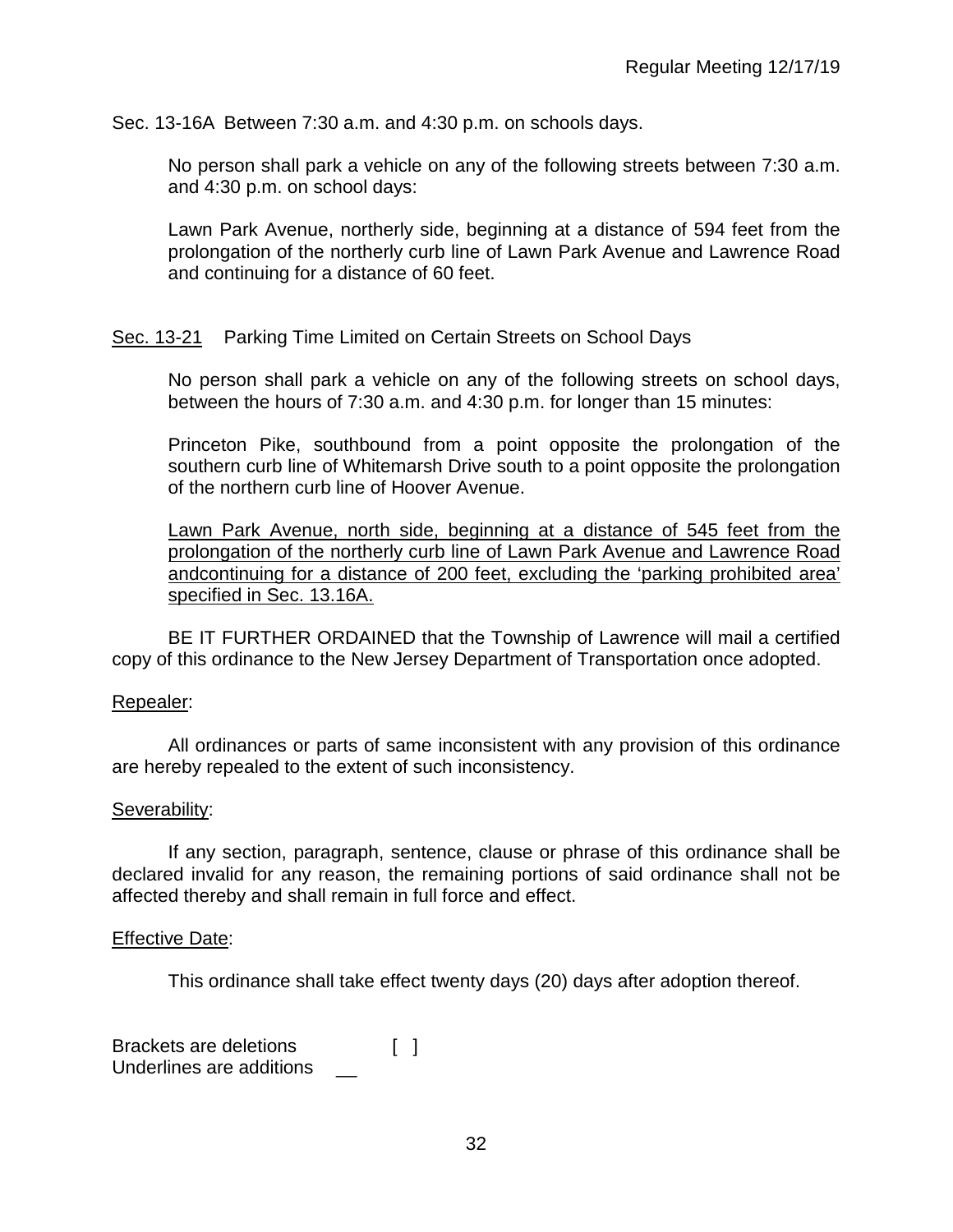Sec. 13-16A Between 7:30 a.m. and 4:30 p.m. on schools days.

No person shall park a vehicle on any of the following streets between 7:30 a.m. and 4:30 p.m. on school days:

Lawn Park Avenue, northerly side, beginning at a distance of 594 feet from the prolongation of the northerly curb line of Lawn Park Avenue and Lawrence Road and continuing for a distance of 60 feet.

<u>Sec. 13-21</u> Parking Time Limited on Certain Streets on School Days

No person shall park a vehicle on any of the following streets on school days, between the hours of 7:30 a.m. and 4:30 p.m. for longer than 15 minutes:

Princeton Pike, southbound from a point opposite the prolongation of the southern curb line of Whitemarsh Drive south to a point opposite the prolongation of the northern curb line of Hoover Avenue.

<u>Lawn Park Avenue, north side, beginning at a distance of 545 feet from the prolongation of the northerly curb line of Lawn Park Avenue and Lawrence Road andcontinuing for a distance of 200 feet, excluding the 'parking prohibited area' specified in Sec. 13.16A.</u>

BE IT FURTHER ORDAINED that the Township of Lawrence will mail a certified copy of this ordinance to the New Jersey Department of Transportation once adopted.

<u>Repealer</u>:

All ordinances or parts of same inconsistent with any provision of this ordinance are hereby repealed to the extent of such inconsistency.

<u>Severability</u>:

If any section, paragraph, sentence, clause or phrase of this ordinance shall be declared invalid for any reason, the remaining portions of said ordinance shall not be affected thereby and shall remain in full force and effect.

<u>Effective Date</u>:

This ordinance shall take effect twenty days (20) days after adoption thereof.

Brackets are deletions [ ]
Underlines are additions __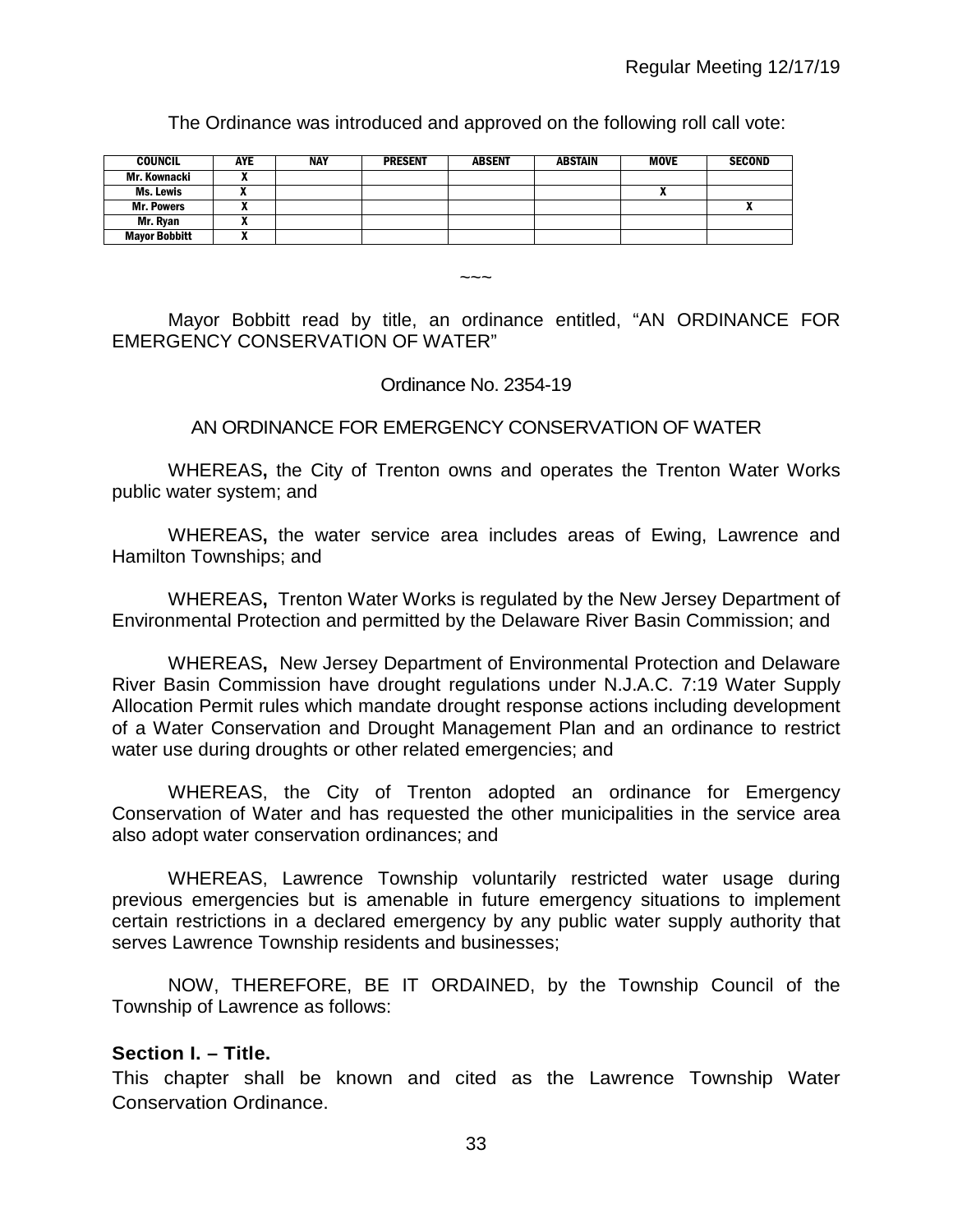The Ordinance was introduced and approved on the following roll call vote:

| COUNCIL | AYE | NAY | PRESENT | ABSENT | ABSTAIN | MOVE | SECOND |
|---|---|---|---|---|---|---|---|
| Mr. Kownacki | X | | | | | | |
| Ms. Lewis | X | | | | | X | |
| Mr. Powers | X | | | | | | X |
| Mr. Ryan | X | | | | | | |
| Mayor Bobbitt | X | | | | | | |

~~~

Mayor Bobbitt read by title, an ordinance entitled, "AN ORDINANCE FOR EMERGENCY CONSERVATION OF WATER"

Ordinance No. 2354-19

AN ORDINANCE FOR EMERGENCY CONSERVATION OF WATER

WHEREAS**,** the City of Trenton owns and operates the Trenton Water Works public water system; and

WHEREAS**,** the water service area includes areas of Ewing, Lawrence and Hamilton Townships; and

WHEREAS**,** Trenton Water Works is regulated by the New Jersey Department of Environmental Protection and permitted by the Delaware River Basin Commission; and

WHEREAS**,** New Jersey Department of Environmental Protection and Delaware River Basin Commission have drought regulations under N.J.A.C. 7:19 Water Supply Allocation Permit rules which mandate drought response actions including development of a Water Conservation and Drought Management Plan and an ordinance to restrict water use during droughts or other related emergencies; and

WHEREAS, the City of Trenton adopted an ordinance for Emergency Conservation of Water and has requested the other municipalities in the service area also adopt water conservation ordinances; and

WHEREAS, Lawrence Township voluntarily restricted water usage during previous emergencies but is amenable in future emergency situations to implement certain restrictions in a declared emergency by any public water supply authority that serves Lawrence Township residents and businesses;

NOW, THEREFORE, BE IT ORDAINED, by the Township Council of the Township of Lawrence as follows:

**Section I. – Title.**

This chapter shall be known and cited as the Lawrence Township Water Conservation Ordinance.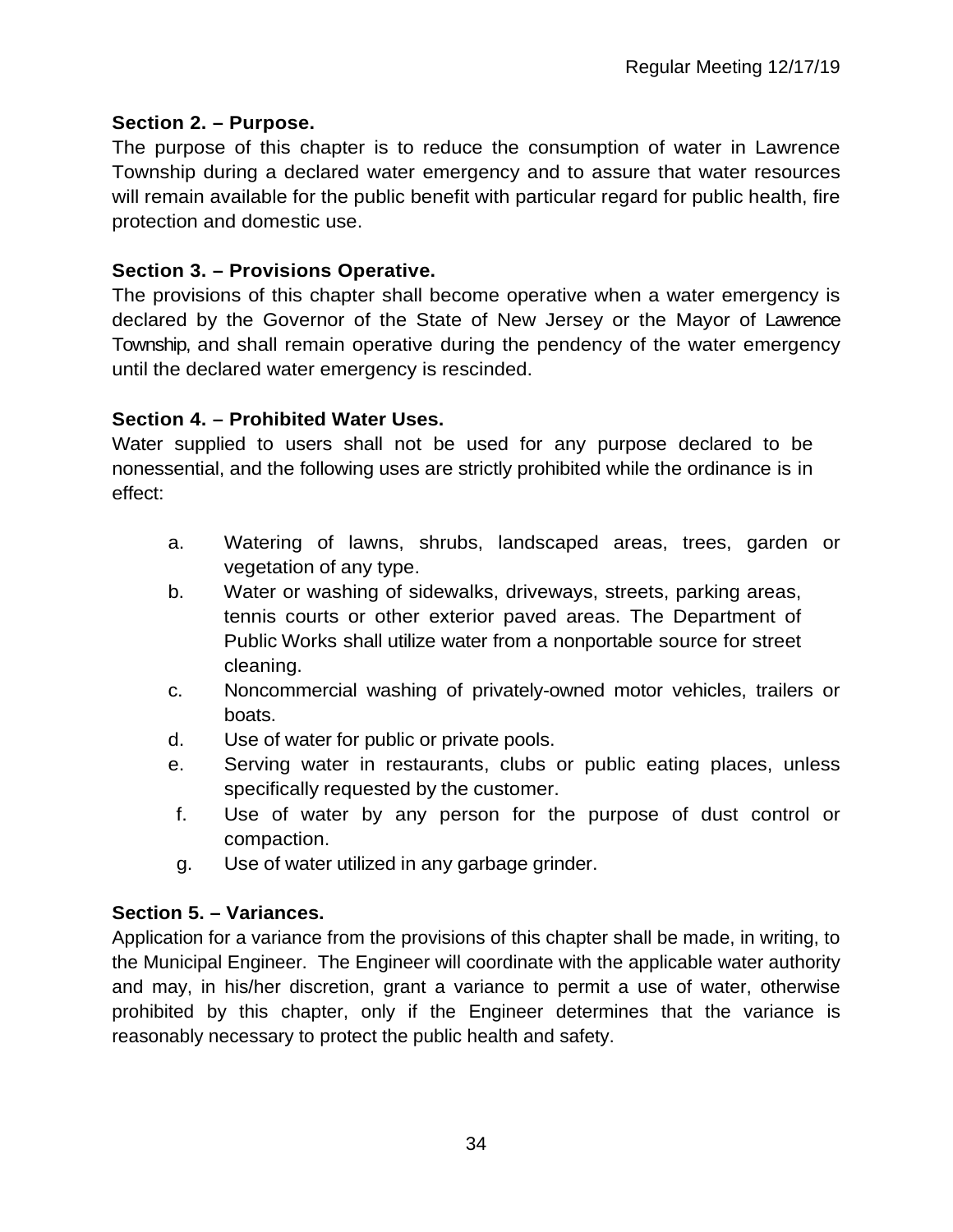**Section 2. – Purpose.**

The purpose of this chapter is to reduce the consumption of water in Lawrence Township during a declared water emergency and to assure that water resources will remain available for the public benefit with particular regard for public health, fire protection and domestic use.

**Section 3. – Provisions Operative.**

The provisions of this chapter shall become operative when a water emergency is declared by the Governor of the State of New Jersey or the Mayor of Lawrence Township, and shall remain operative during the pendency of the water emergency until the declared water emergency is rescinded.

**Section 4. – Prohibited Water Uses.**

Water supplied to users shall not be used for any purpose declared to be nonessential, and the following uses are strictly prohibited while the ordinance is in effect:

a. Watering of lawns, shrubs, landscaped areas, trees, garden or vegetation of any type.

b. Water or washing of sidewalks, driveways, streets, parking areas, tennis courts or other exterior paved areas. The Department of Public Works shall utilize water from a nonportable source for street cleaning.

c. Noncommercial washing of privately-owned motor vehicles, trailers or boats.

d. Use of water for public or private pools.

e. Serving water in restaurants, clubs or public eating places, unless specifically requested by the customer.

f. Use of water by any person for the purpose of dust control or compaction.

g. Use of water utilized in any garbage grinder.

**Section 5. – Variances.**

Application for a variance from the provisions of this chapter shall be made, in writing, to the Municipal Engineer. The Engineer will coordinate with the applicable water authority and may, in his/her discretion, grant a variance to permit a use of water, otherwise prohibited by this chapter, only if the Engineer determines that the variance is reasonably necessary to protect the public health and safety.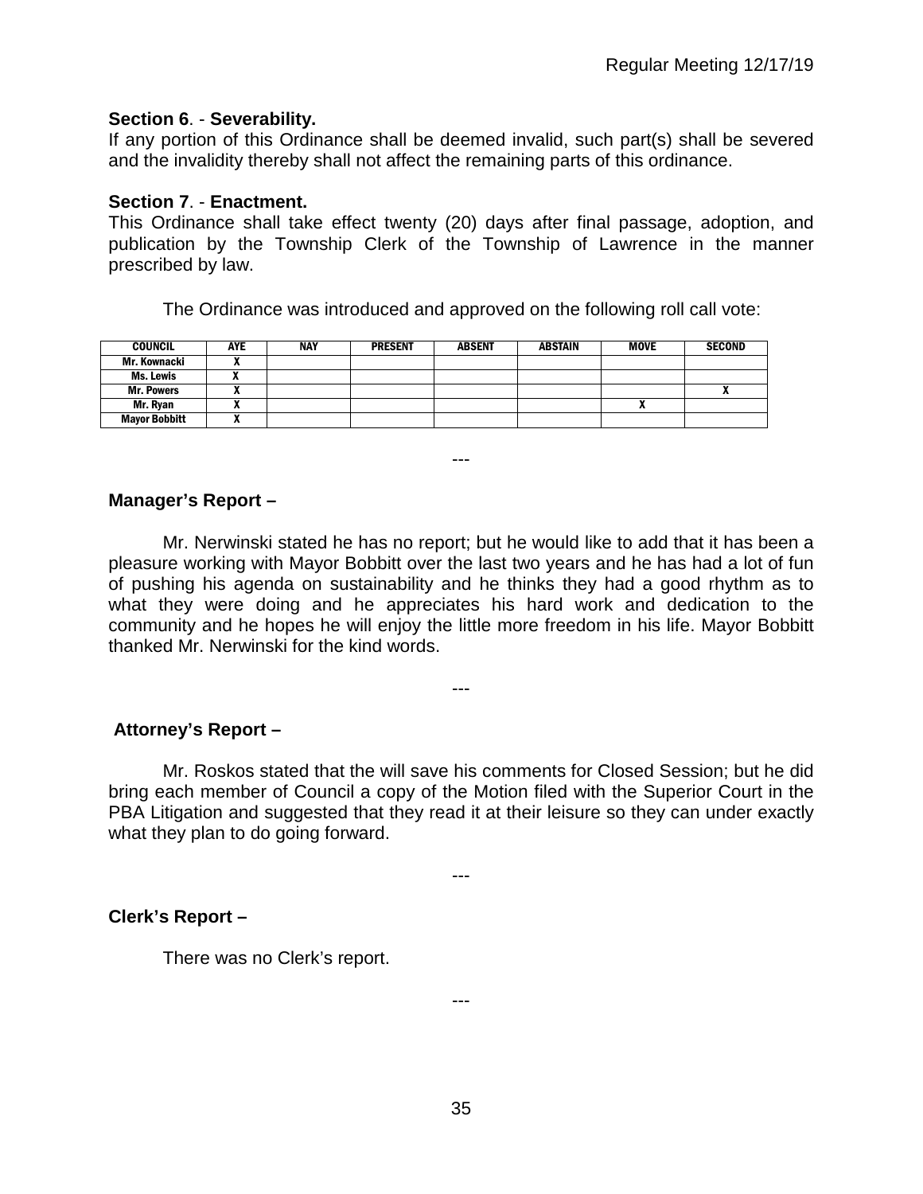**Section 6**. - **Severability.**
If any portion of this Ordinance shall be deemed invalid, such part(s) shall be severed and the invalidity thereby shall not affect the remaining parts of this ordinance.

**Section 7**. - **Enactment.**
This Ordinance shall take effect twenty (20) days after final passage, adoption, and publication by the Township Clerk of the Township of Lawrence in the manner prescribed by law.

The Ordinance was introduced and approved on the following roll call vote:

| COUNCIL | AYE | NAY | PRESENT | ABSENT | ABSTAIN | MOVE | SECOND |
|---|---|---|---|---|---|---|---|
| Mr. Kownacki | X | | | | | | |
| Ms. Lewis | X | | | | | | |
| Mr. Powers | X | | | | | | X |
| Mr. Ryan | X | | | | | X | |
| Mayor Bobbitt | X | | | | | | |

---

**Manager's Report –**

Mr. Nerwinski stated he has no report; but he would like to add that it has been a pleasure working with Mayor Bobbitt over the last two years and he has had a lot of fun of pushing his agenda on sustainability and he thinks they had a good rhythm as to what they were doing and he appreciates his hard work and dedication to the community and he hopes he will enjoy the little more freedom in his life. Mayor Bobbitt thanked Mr. Nerwinski for the kind words.

---

**Attorney's Report –**

Mr. Roskos stated that the will save his comments for Closed Session; but he did bring each member of Council a copy of the Motion filed with the Superior Court in the PBA Litigation and suggested that they read it at their leisure so they can under exactly what they plan to do going forward.

---

**Clerk's Report –**

There was no Clerk's report.

---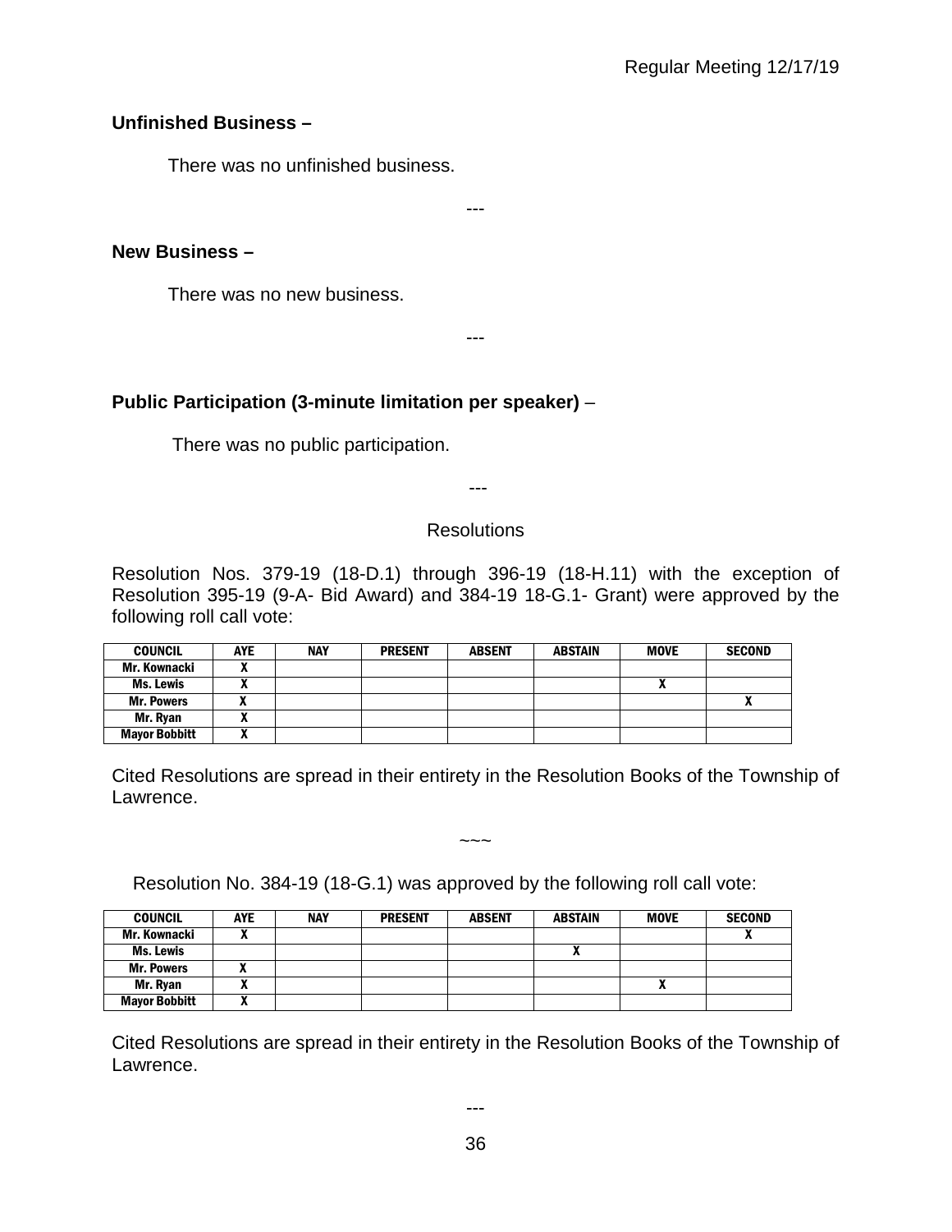**Unfinished Business –**

There was no unfinished business.

---

**New Business –**

There was no new business.

---

**Public Participation (3-minute limitation per speaker)** –

There was no public participation.

---

Resolutions

Resolution Nos. 379-19 (18-D.1) through 396-19 (18-H.11) with the exception of Resolution 395-19 (9-A- Bid Award) and 384-19 18-G.1- Grant) were approved by the following roll call vote:

| COUNCIL | AYE | NAY | PRESENT | ABSENT | ABSTAIN | MOVE | SECOND |
|---|---|---|---|---|---|---|---|
| Mr. Kownacki | X | | | | | | |
| Ms. Lewis | X | | | | | X | |
| Mr. Powers | X | | | | | | X |
| Mr. Ryan | X | | | | | | |
| Mayor Bobbitt | X | | | | | | |

Cited Resolutions are spread in their entirety in the Resolution Books of the Township of Lawrence.

~~~

Resolution No. 384-19 (18-G.1) was approved by the following roll call vote:

| COUNCIL | AYE | NAY | PRESENT | ABSENT | ABSTAIN | MOVE | SECOND |
|---|---|---|---|---|---|---|---|
| Mr. Kownacki | X | | | | | | X |
| Ms. Lewis | | | | | X | | |
| Mr. Powers | X | | | | | | |
| Mr. Ryan | X | | | | | X | |
| Mayor Bobbitt | X | | | | | | |

Cited Resolutions are spread in their entirety in the Resolution Books of the Township of Lawrence.

---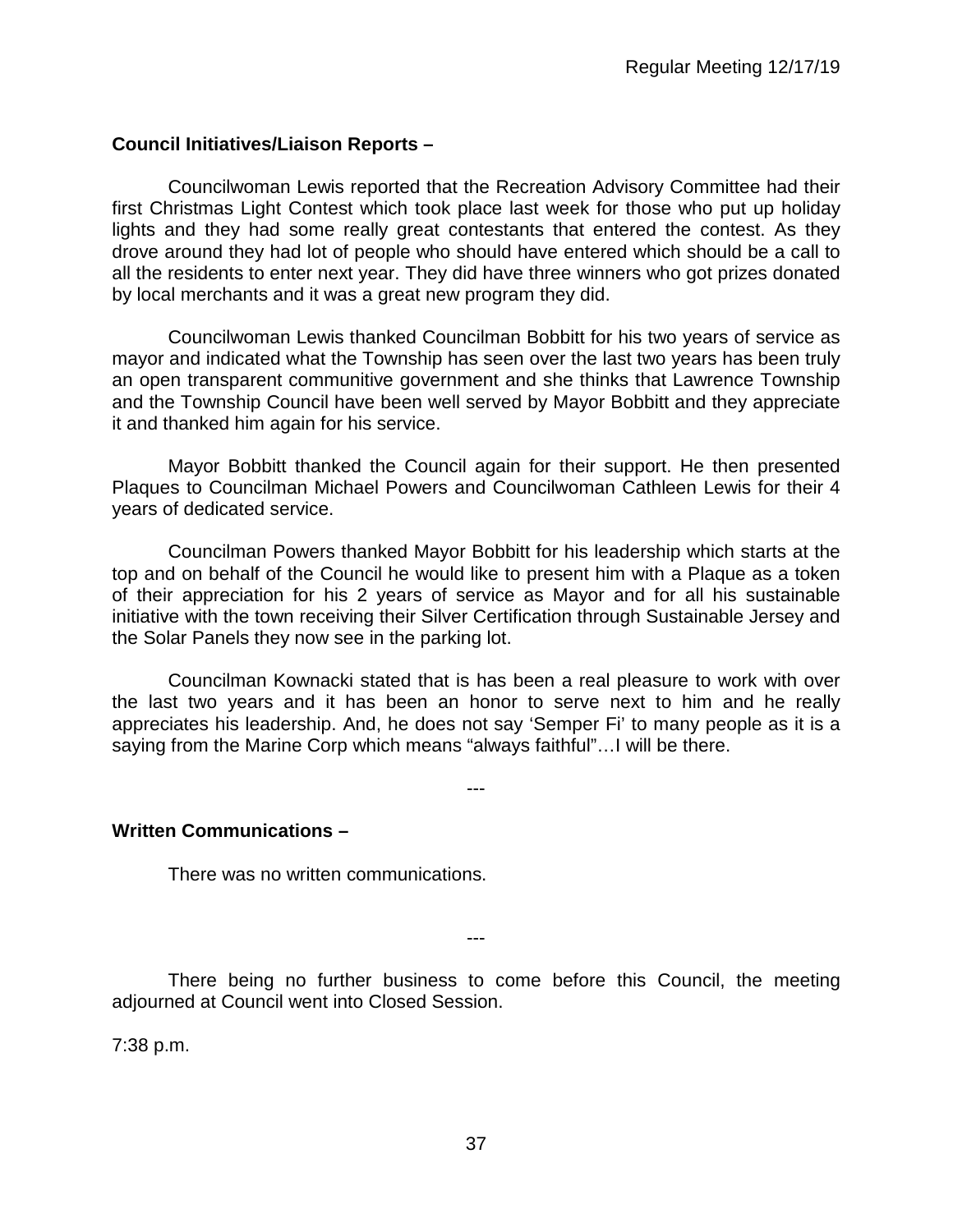**Council Initiatives/Liaison Reports –**

Councilwoman Lewis reported that the Recreation Advisory Committee had their first Christmas Light Contest which took place last week for those who put up holiday lights and they had some really great contestants that entered the contest. As they drove around they had lot of people who should have entered which should be a call to all the residents to enter next year. They did have three winners who got prizes donated by local merchants and it was a great new program they did.

Councilwoman Lewis thanked Councilman Bobbitt for his two years of service as mayor and indicated what the Township has seen over the last two years has been truly an open transparent communitive government and she thinks that Lawrence Township and the Township Council have been well served by Mayor Bobbitt and they appreciate it and thanked him again for his service.

Mayor Bobbitt thanked the Council again for their support. He then presented Plaques to Councilman Michael Powers and Councilwoman Cathleen Lewis for their 4 years of dedicated service.

Councilman Powers thanked Mayor Bobbitt for his leadership which starts at the top and on behalf of the Council he would like to present him with a Plaque as a token of their appreciation for his 2 years of service as Mayor and for all his sustainable initiative with the town receiving their Silver Certification through Sustainable Jersey and the Solar Panels they now see in the parking lot.

Councilman Kownacki stated that is has been a real pleasure to work with over the last two years and it has been an honor to serve next to him and he really appreciates his leadership. And, he does not say 'Semper Fi' to many people as it is a saying from the Marine Corp which means "always faithful"…I will be there.

---

**Written Communications –**

There was no written communications.

---

There being no further business to come before this Council, the meeting adjourned at Council went into Closed Session.

7:38 p.m.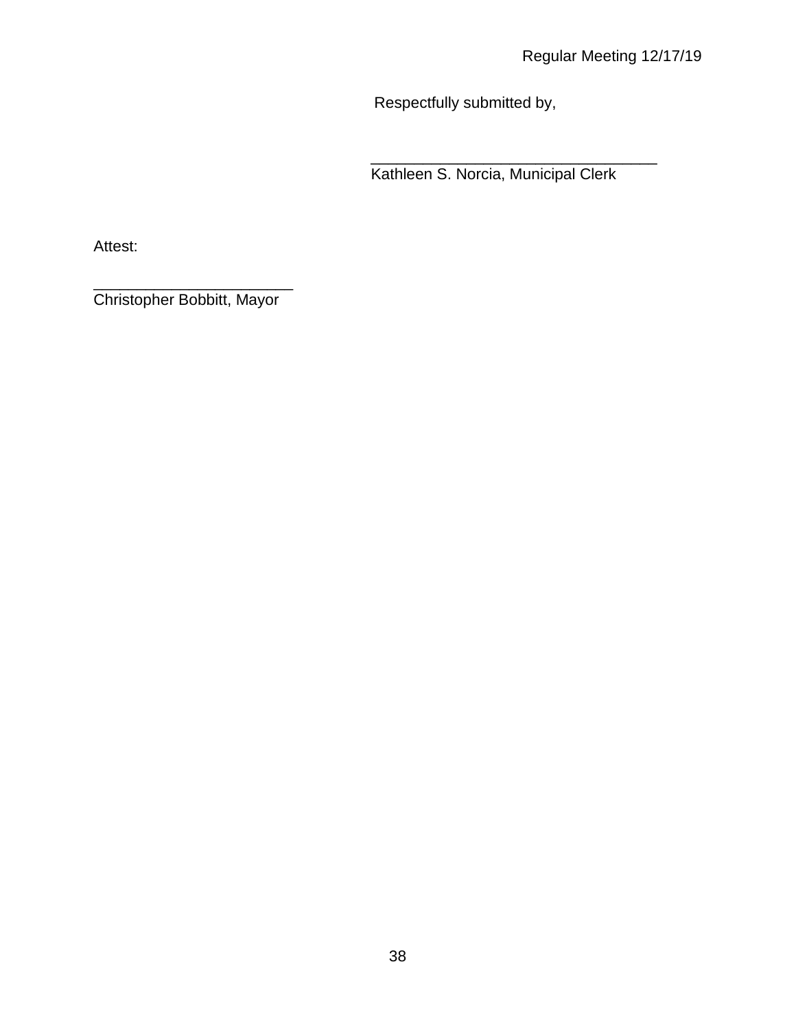Respectfully submitted by,

\_\_\_\_\_\_\_\_\_\_\_\_\_\_\_\_\_\_\_\_\_\_\_\_\_\_\_\_\_\_\_\_\_\_\_
Kathleen S. Norcia, Municipal Clerk

Attest:

\_\_\_\_\_\_\_\_\_\_\_\_\_\_\_\_\_\_\_\_\_\_\_\_
Christopher Bobbitt, Mayor